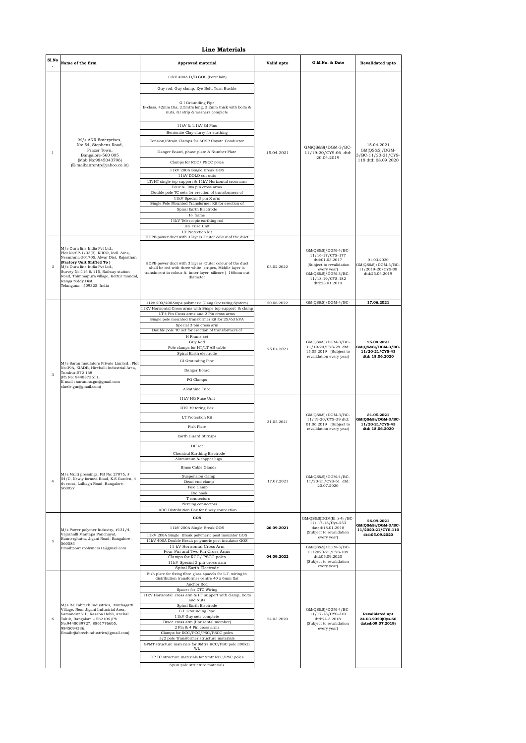# Line Materials

| Sl.No. | Name of the firm | Approved material | Valid upto | O.M.No. & Date | Revalidated upto |
|---|---|---|---|---|---|
| 1 | M/s ANR Enterprises, No: 54, Stephens Road, Frazer Town, Bangalore-560 005 (Mob No:9845043796) (E-mail:anrentp@yahoo.co.in) | 11kV 400A D/B GOS (Porcelain) | 15.04.2021 | GM(QS&S)/DGM-3/BC-11/19-20/CYS-06 dtd: 20.04.2019 | 15.04.2021 GM(QS&S)/DGM-3/BC-11/20-21/CYS-118 dtd: 08.09.2020 |
| | | Guy rod, Guy clamp, Eye Bolt, Turn Buckle | | | |
| | | G I Grounding Pipe B-class, 42mm Dia, 2.5mtrs long, 3.2mm thick with bolts & nuts, GI strip & washers complete | | | |
| | | 11kV & 1.1kV GI Pins | | | |
| | | Bentonite Clay slurry for earthing | | | |
| | | Tension/Strain Clamps for ACSR Coyote Conductor | | | |
| | | Danger Board, phase plate & Number Plate | | | |
| | | Clamps for RCC/ PSCC poles | | | |
| | | 11kV 200A Single Break GOS | | | |
| | | 11kV DOLO cut outs | | | |
| | | LT/HT single top support & 11kV Horizontal cross arm | | | |
| | | Four & Two pin cross arms | | | |
| | | Double pole TC sets for erection of transformers of | | | |
| | | 11kV Special 3 pin X arm | | | |
| | | Single Pole Mounted Transformer Kit for erection of | | | |
| | | Spiral Earth Electrode | | | |
| | | H- frame | | | |
| | | 11kV Telescopic earthing rod | | | |
| | | HG Fuse Unit | | | |
| | | LT Protection kit | | | |
| 2 | M/s Dura line India Pvt Ltd., Plot No:SP-1/33(B), RIICO, Indl. Area, Neemrana-301705, Alwar Dist, Rajasthan **(Factory Unit Shifted To )** M/s Dura line India Pvt Ltd., Survey No:114 & 115, Railway station Road, Thimmapura village, Kottur mandal, Ranga reddy Dist, Telangana - 509325, India | HDPE power duct with 3 layers (Outer colour of the duct shall be red with three white stripes, Middle layer is translucent in colour & inner layer silicore ) 160mm out diameter | 03.02.2022 | GM(QS&S)/DGM-4/BC-11/16-17/CYS-177 dtd:01.03.2017 (Subject to revalidation every year) GM(QS&S)/DGM-3/BC-11/18-19/CYS-182 dtd:23.01.2019 | 01.03.2020 GM(QS&S)/DGM-3/BC-11/2019-20/CYS-08 dtd:25.04.2019 |
| 3 | M/s Saran Insulators Private Limited., Plot No:39A, KIADB, Hirehalli Industrial Area, Tumkur-572 168 (Ph No: 9448373611, E-mail : saranins.gm@gmail.com slnele.gm@gmail.com) | 11kv 200/400Amps polymeric (Gang Operating System) | 20.06.2022 | GM(QS&S)/DGM-4/BC- | **17.06.2021** |
| | | 11KV Horizontal Cross arms with Single top support & clamp | 25.04.2021 | GM(QS&S)/DGM-3/BC-11/19-20/CYS-28 dtd: 15.05.2019 (Subject to revalidation every year) | **25.04.2021 GM(QS&S)/DGM-3/BC-11/20-21/CYS-43 dtd: 18.06.2020** |
| | | LT 4 Pin Cross arms and 2 Pin cross arms | | | |
| | | Single pole mounted transformer kit for 25/63 kVA | | | |
| | | Special 3 pin cross arm | | | |
| | | Double pole TC set for erection of transformers of | | | |
| | | H Frame set | | | |
| | | Guy Rod | | | |
| | | Pole clamps for HT/LT AB cable | | | |
| | | Spiral Earth electrode | | | |
| | | GI Grounding Pipe | | | |
| | | Danger Board | | | |
| | | PG Clamps | | | |
| | | Alkathine Tube | | | |
| | | 11kV HG Fuse Unit | 31.05.2021 | GM(QS&S)/DGM-3/BC-11/19-20/CYS-39 dtd: 01.06.2019 (Subject to revalidation every year) | **31.05.2021 GM(QS&S)/DGM-3/BC-11/20-21/CYS-43 dtd: 18.06.2020** |
| | | DTC Metering Box | | | |
| | | LT Protection Kit | | | |
| | | Fish Plate | | | |
| | | Earth Guard Stirrups | | | |
| | | DP set | | | |
| 4 | M/s Multi pressings, PB No: 27075, # 54/C, Newly formed Road, K.S Garden, 4 th cross, Lalbagh Road, Bangalore-560027 | Chemical Earthing Electrode | 17.07.2021 | GM(QS&S)/DGM-4/BC-11/20-21/CYS-61 dtd: 20.07.2020 | |
| | | Aluminium & copper lugs | | | |
| | | Brass Cable Glands | | | |
| | | Suspension clamp | | | |
| | | Dead end clamp | | | |
| | | Pole clamp | | | |
| | | Eye hook | | | |
| | | T connectors | | | |
| | | Piercing connectors | | | |
| | | ABC Distribution Box for 6 way connection | | | |
| 5 | M/s Power polymer Industry, #131/4, Vajrahalli Mantapa Panchayat, Bannerghatta, Jigani Road, Bangalore - 560083 Email:powerpolymers11@gmail.com | **GOS** | **26.09.2021** | GM(QS&S)DGM(El.,)-4) /BC-11/ 17-18/Cys-253 dated:18.01.2018 (Subject to revalidation every year) | **26.09.2021 GM(QS&S)/DGM-3/BC-11/2020-21/CYS-110 dtd:05.09.2020** |
| | | 11kV 200A Single Break GOS | | | |
| | | 11kV 200A Single Break polymeric post insulator GOS | | | |
| | | 11kV 400A Double Break polymeric post insulator GOS | | | |
| | | 11 kV Horizontal Cross Arm | **04.09.2022** | GM(QS&S)/DGM-3/BC-11/2020-21/CYS-109 dtd:05.09.2020 (Subject to revalidation every year) | |
| | | Four Pin and Two Pin Cross Arms | | | |
| | | Clamps for RCC/ PSCC poles | | | |
| | | 11kV Special 3 pin cross arm | | | |
| | | Spiral Earth Electrode | | | |
| 6 | M/s RJ Fabtech Industries, Muthagatti Village, Near Jigani Industrial Area, Samandur.V.P, Kasaba Hobli, Anekal Taluk, Bangalore – 562106 (Ph No:9448039727, 8861776605, 9845094336, Email:rjfabtechindustries@gmail.com) | Fish plate for fixing fibre glass spaecls for L.T. wiring in distribution transformer centre 40 x 6mm flat | 24.03.2020 | GM(QS&S)/DGM-4/BC-11/17-18/CYS-310 dtd:24.3.2018 (Subject to revalidation every year) | **Revalidated upt 24.03.2020(Cys-60 dated:09.07.2019)** |
| | | Anchor Rod | | | |
| | | Spacer for DTC Wiring | | | |
| | | 11kV Horizontal cross arm & HT support with clamp, Bolts and Nuts | | | |
| | | Spiral Earth Electrode | | | |
| | | G.I. Grounding Pipe | | | |
| | | 11kV Guy sets complete | | | |
| | | Brace cross arm (Horizontal member) | | | |
| | | 2 Pin & 4 Pin cross arms | | | |
| | | Clamps for RCC/PCC/PSC/PSCC poles | | | |
| | | 3/2 pole Transformer structure materials | | | |
| | | SPMT structure materials for 9Mtrs RCC/PSC pole 300kG WL | | | |
| | | DP TC structure materials for 9mtr RCC/PSC poles | | | |
| | | Spun pole structure materials | | | |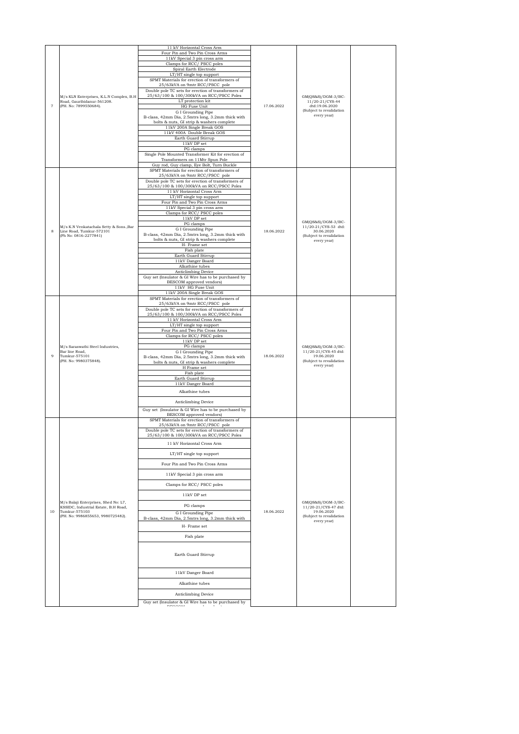| | | | | | |
|---|---|---|---|---|---|
| 7 | M/s KLN Enterprises, K.L.N Complex, B.H Road, Gauribidanur-561208. (PH. No: 7899550684). | 11 kV Horizontal Cross Arm<br>Four Pin and Two Pin Cross Arms<br>11kV Special 3 pin cross arm<br>Clamps for RCC/ PSCC poles<br>Spiral Earth Electrode<br>LT/HT single top support<br>SPMT Materials for erection of transformers of 25/63kVA on 9mtr RCC/PSCC pole<br>Double pole TC sets for erection of transformers of 25/63/100 & 100/300kVA on RCC/PSCC Poles<br>LT protection kit<br>HG Fuse Unit<br>G I Grounding Pipe B-class, 42mm Dia, 2.5mtrs long, 3.2mm thick with bolts & nuts, GI strip & washers complete<br>11kV 200A Single Break GOS<br>11kV 400A Double Break GOS<br>Earth Guard Stirrup<br>11kV DP set<br>PG clamps<br>Single Pole Mounted Transformer Kit for erection of Transformers on 11Mtr Spun Pole<br>Guy rod, Guy clamp, Eye Bolt, Turn Buckle | 17.06.2022 | GM(QS&S)/DGM-3/BC-11/20-21/CYS-44 dtd:19.06.2020 (Subject to revalidation every year) | |
| 8 | M/s K.N Venkatachala Setty & Sons.,Bar Line Road, Tumkur-572101 (Ph No: 0816-2277841) | SPMT Materials for erection of transformers of 25/63kVA on 9mtr RCC/PSCC pole<br>Double pole TC sets for erection of transformers of 25/63/100 & 100/300kVA on RCC/PSCC Poles<br>11 kV Horizontal Cross Arm<br>LT/HT single top support<br>Four Pin and Two Pin Cross Arms<br>11kV Special 3 pin cross arm<br>Clamps for RCC/ PSCC poles<br>11kV DP set<br>PG clamps<br>G I Grounding Pipe B-class, 42mm Dia, 2.5mtrs long, 3.2mm thick with bolts & nuts, GI strip & washers complete<br>H- Frame set<br>Fish plate<br>Earth Guard Stirrup<br>11kV Danger Board<br>Alkathine tubes<br>Anticlimbing Device<br>Guy set (Insulator & GI Wire has to be purchased by BESCOM approved vendors)<br>11kV HG Fuse Unit<br>11kV 200A Single Break GOS | 18.06.2022 | GM(QS&S)/DGM-3/BC-11/20-21/CYS-53 dtd: 30.06.2020 (Subject to revalidation every year) | |
| 9 | M/s Saraswathi Steel Industries, Bar line Road, Tumkur-575101 (PH. No: 9980375848). | SPMT Materials for erection of transformers of 25/63kVA on 9mtr RCC/PSCC pole<br>Double pole TC sets for erection of transformers of 25/63/100 & 100/300kVA on RCC/PSCC Poles<br>11 kV Horizontal Cross Arm<br>LT/HT single top support<br>Four Pin and Two Pin Cross Arms<br>Clamps for RCC/ PSCC poles<br>11kV DP set<br>PG clamps<br>G I Grounding Pipe B-class, 42mm Dia, 2.5mtrs long, 3.2mm thick with bolts & nuts, GI strip & washers complete<br>H Frame set<br>Fish plate<br>Earth Guard Stirrup<br>11kV Danger Board<br>Alkathine tubes<br>Anticlimbing Device<br>Guy set (Insulator & GI Wire has to be purchased by BESCOM approved vendors) | 18.06.2022 | GM(QS&S)/DGM-3/BC-11/20-21/CYS-45 dtd: 19.06.2020 (Subject to revalidation every year) | |
| 10 | M/s Balaji Enterprises, Shed No: L7, KSSIDC, Industrial Estate, B.H Road, Tumkur-575103 (PH. No: 9986855653, 9980725482). | SPMT Materials for erection of transformers of 25/63kVA on 9mtr RCC/PSCC pole<br>Double pole TC sets for erection of transformers of 25/63/100 & 100/300kVA on RCC/PSCC Poles<br>11 kV Horizontal Cross Arm<br>LT/HT single top support<br>Four Pin and Two Pin Cross Arms<br>11kV Special 3 pin cross arm<br>Clamps for RCC/ PSCC poles<br>11kV DP set<br>PG clamps<br>G I Grounding Pipe B-class, 42mm Dia, 2.5mtrs long, 3.2mm thick with<br>H- Frame set<br>Fish plate<br>Earth Guard Stirrup<br>11kV Danger Board<br>Alkathine tubes<br>Anticlimbing Device<br>Guy set (Insulator & GI Wire has to be purchased by | 18.06.2022 | GM(QS&S)/DGM-3/BC-11/20-21/CYS-47 dtd: 19.06.2020 (Subject to revalidation every year) | |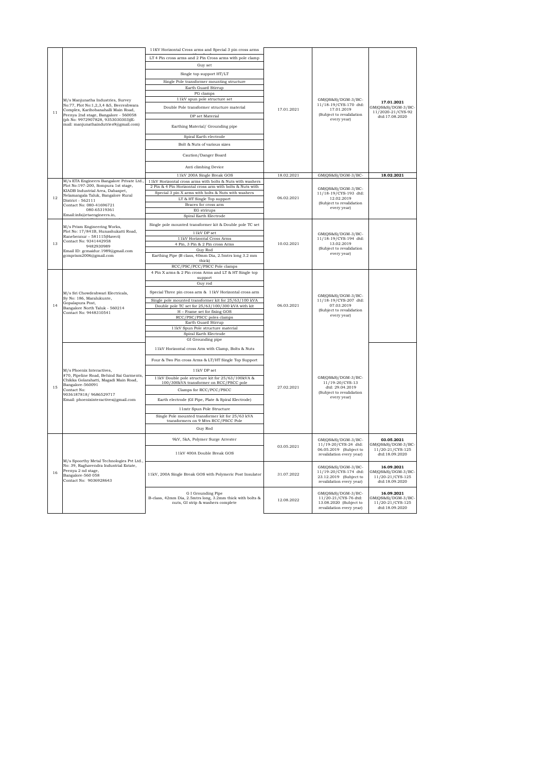| 11 | M/s Manjunatha Industries, Survey No:77, Plot No:1,2,3,4 &5, Beereshwara Complex, Karihobanahalli Main Road, Peenya 2nd stage, Bangalore - 560058 (ph No: 9972907828, 9353030303)(E-mail: manjunathaindutries9@gmail.com) | 11KV Horizontal Cross arms and Special 3 pin cross arms | 17.01.2021 | GM(QS&S)/DGM-3/BC-11/18-19/CYS-170 dtd: 17.01.2019 (Subject to revalidation every year) | 17.01.2021 GM(QS&S)/DGM-3/BC-11/2020-21/CYS-92 dtd:17.08.2020 |
|---|---|---|---|---|---|
| | | LT 4 Pin cross arms and 2 Pin Cross arms with pole clamp | | | |
| | | Guy set | | | |
| | | Single top support HT/LT | | | |
| | | Single Pole transformer mounting structure | | | |
| | | Earth Guard Stirrup | | | |
| | | PG clamps | | | |
| | | 11kV spun pole structure set | | | |
| | | Double Pole transformer structure material | | | |
| | | DP set Material | | | |
| | | Earthing Material/ Grounding pipe | | | |
| | | Spiral Earth electrode | | | |
| | | Bolt & Nuts of various sizes | | | |
| | | Caution/Danger Board | | | |
| | | Anti climbing Device | | | |
| | | 11kV 200A Single Break GOS | 18.02.2021 | GM(QS&S)/DGM-3/BC- | 18.02.2021 |
| 12 | M/s ETA Engineers Bangalore Private Ltd., Plot No:197-200, Sompura 1st stage, KIADB Industrial Area, Dabaspet, Nelamangala Taluk, Bangalore Rural District - 562111 Contact No: 080-41696721 080-65319361 Email:info@etaengineers.in, | 11kV Horizontal cross arms with bolts & Nuts with washers | 06.02.2021 | GM(QS&S)/DGM-3/BC-11/18-19/CYS-193 dtd: 12.02.2019 (Subject to revalidation every year) | |
| | | 2 Pin & 4 Pin Horizontal cross arm with bolts & Nuts with | | | |
| | | Special 3 pin X arms with bolts & Nuts with washers | | | |
| | | LT & HT Single Top support | | | |
| | | Braces for cross arm | | | |
| | | EG strirups | | | |
| | | Spiral Earth Electrode | | | |
| 13 | M/s Prism Engineering Works, Plot No: 17/841B, Hunashukatti Road, Ranebennur – 581115(Haveri) Contact No: 9341442958 9482930989 Email ID: gcmaidur.1989@gmail.com gcmprism2006@gmail.com | Single pole mounted transformer kit & Double pole TC set | 10.02.2021 | GM(QS&S)/DGM-3/BC-11/18-19/CYS-194 dtd: 13.02.2019 (Subject to revalidation every year) | |
| | | 11kV DP set | | | |
| | | 11kV Horizontal Cross Arms | | | |
| | | 4 Pin, 3 Pin & 2 Pin cross Arms | | | |
| | | Guy Rod | | | |
| | | Earthing Pipe (B class, 40mm Dia, 2.5mtrs long 3.2 mm thick) | | | |
| | | RCC/PSC/PCC/PSCC Pole clamps | | | |
| 14 | M/s Sri Chowdeshwari Electricals, Sy No: 186, Maralukunte, Gopalapura Post, Bangalore North Taluk - 560214 Contact No: 9448310541 | 4 Pin X arms & 2 Pin cross Arms and LT & HT Single top support | 06.03.2021 | GM(QS&S)/DGM-3/BC-11/18-19/CYS-207 dtd: 07.03.2019 (Subject to revalidation every year) | |
| | | Guy rod | | | |
| | | Special Three pin cross arm & 11kV Horizontal cross arm | | | |
| | | Single pole mounted transformer kit for 25/63/100 kVA | | | |
| | | Double pole TC set for 25/63/100/300 kVA with kit | | | |
| | | H – Frame set for fixing GOS | | | |
| | | RCC/PSC/PSCC poles clamps | | | |
| | | Earth Guard Stirrup | | | |
| | | 11kV Spun Pole structure material | | | |
| | | Spiral Earth Electrode | | | |
| | | GI Grounding pipe | | | |
| 15 | M/s Phoenix Interactives, #70, Pipeline Road, Behind Sai Garments, Chikka Golarahatti, Magadi Main Road, Bangalore-560091 Contact No: 9036187818/ 9686529717 Email: phoenixinteractives@gmail.com | 11kV Horizontal cross Arm with Clamp, Bolts & Nuts | 27.02.2021 | GM(QS&S)/DGM-3/BC-11/19-20/CYS-13 dtd: 29.04.2019 (Subject to revalidation every year) | |
| | | Four & Two Pin cross Arms & LT/HT Single Top Support | | | |
| | | 11kV DP set | | | |
| | | 11kV Double pole structure kit for 25/63/100kVA & 100/300kVA transformer on RCC/PSCC pole | | | |
| | | Clamps for RCC/PCC/PSCC | | | |
| | | Earth electrode (GI Pipe, Plate & Spiral Electrode) | | | |
| | | 11mtr Spun Pole Structure | | | |
| | | Single Pole mounted transformer kit for 25/63 kVA transformers on 9 Mtrs RCC/PSCC Pole | | | |
| | | Guy Rod | | | |
| 16 | M/s Spoorthy Metal Technologies Pvt Ltd., No: 39, Raghavendra Industrial Estate, Peenya 2 nd stage, Bangalore-560 058 Contact No: 9036928643 | 9kV, 5kA, Polymer Surge Arrester | 03.05.2021 | GM(QS&S)/DGM-3/BC-11/19-20/CYS-24 dtd: 06.05.2019 (Subject to revalidation every year) | 03.05.2021 GM(QS&S)/DGM-3/BC-11/20-21/CYS-125 dtd:18.09.2020 |
| | | 11kV 400A Double Break GOS | | | |
| | | 11kV, 200A Single Break GOS with Polymeric Post Insulator | 31.07.2022 | GM(QS&S)/DGM-3/BC-11/19-20/CYS-174 dtd: 23.12.2019 (Subject to revalidation every year) | 16.09.2021 GM(QS&S)/DGM-3/BC-11/20-21/CYS-125 dtd:18.09.2020 |
| | | G I Grounding Pipe B-class, 42mm Dia, 2.5mtrs long, 3.2mm thick with bolts & nuts, GI strip & washers complete | 12.08.2022 | GM(QS&S)/DGM-3/BC-11/20-21/CYS-76 dtd: 13.08.2020 (Subject to revalidation every year) | 16.09.2021 GM(QS&S)/DGM-3/BC-11/20-21/CYS-125 dtd:18.09.2020 |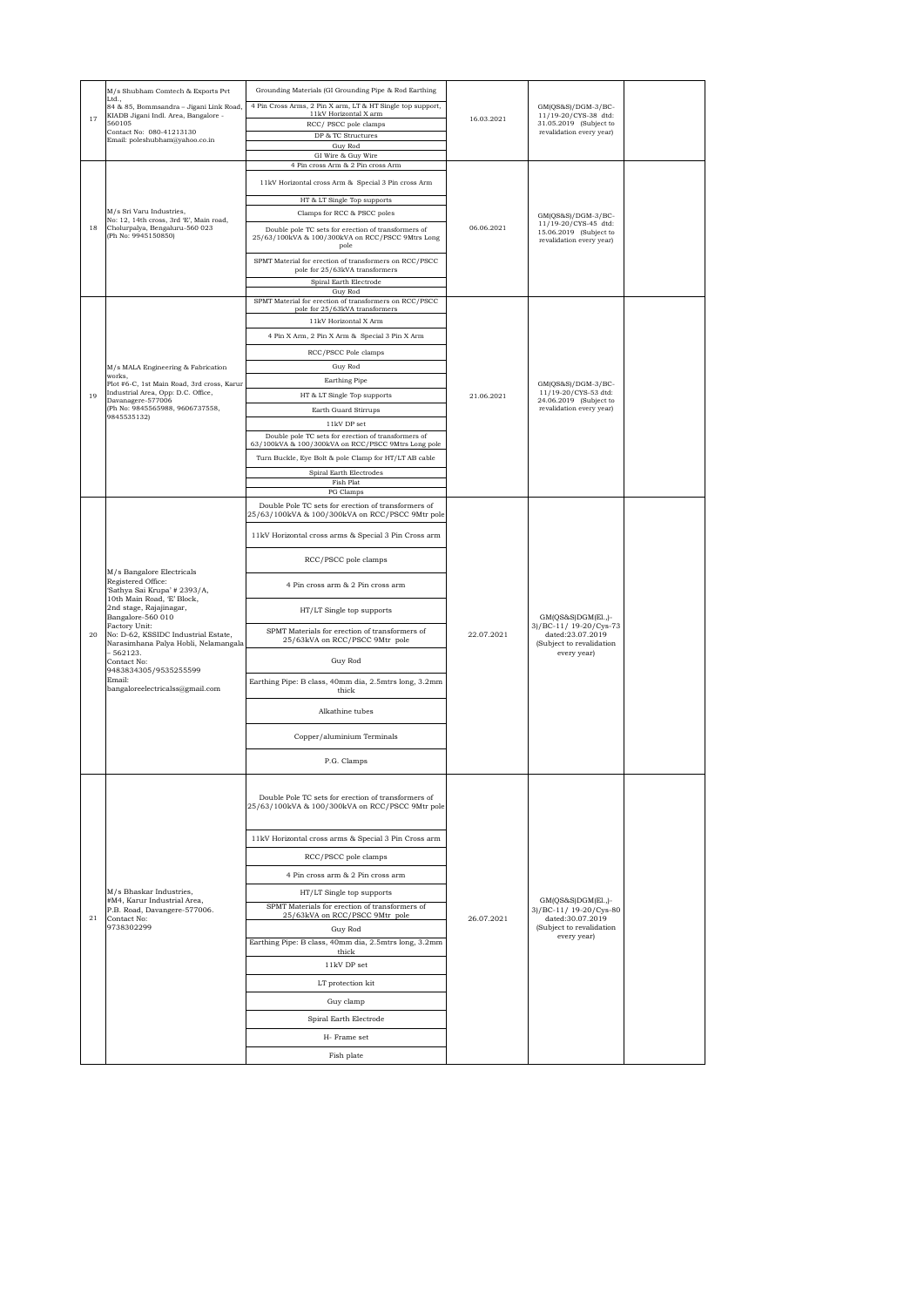| | | | | | |
|---|---|---|---|---|---|
| 17 | M/s Shubham Comtech & Exports Pvt Ltd., 84 & 85, Bommsandra – Jigani Link Road, KIADB Jigani Indl. Area, Bangalore - 560105 Contact No: 080-41213130 Email: poleshubham@yahoo.co.in | Grounding Materials (GI Grounding Pipe & Rod Earthing<br>4 Pin Cross Arms, 2 Pin X arm, LT & HT Single top support, 11kV Horizontal X arm<br>RCC/ PSCC pole clamps<br>DP & TC Structures<br>Guy Rod<br>GI Wire & Guy Wire | 16.03.2021 | GM(QS&S)/DGM-3/BC-11/19-20/CYS-38 dtd: 31.05.2019 (Subject to revalidation every year) | |
| 18 | M/s Sri Varu Industries, No: 12, 14th cross, 3rd 'E', Main road, Cholurpalya, Bengaluru-560 023 (Ph No: 9945150850) | 4 Pin cross Arm & 2 Pin cross Arm<br>11kV Horizontal cross Arm & Special 3 Pin cross Arm<br>HT & LT Single Top supports<br>Clamps for RCC & PSCC poles<br>Double pole TC sets for erection of transformers of 25/63/100kVA & 100/300kVA on RCC/PSCC 9Mtrs Long pole<br>SPMT Material for erection of transformers on RCC/PSCC pole for 25/63kVA transformers<br>Spiral Earth Electrode<br>Guy Rod | 06.06.2021 | GM(QS&S)/DGM-3/BC-11/19-20/CYS-45 dtd: 15.06.2019 (Subject to revalidation every year) | |
| 19 | M/s MALA Engineering & Fabrication works, Plot #6-C, 1st Main Road, 3rd cross, Karur Industrial Area, Opp: D.C. Office, Davanagere-577006 (Ph No: 9845565988, 9606737558, 9845535132) | SPMT Material for erection of transformers on RCC/PSCC pole for 25/63kVA transformers<br>11kV Horizontal X Arm<br>4 Pin X Arm, 2 Pin X Arm & Special 3 Pin X Arm<br>RCC/PSCC Pole clamps<br>Guy Rod<br>Earthing Pipe<br>HT & LT Single Top supports<br>Earth Guard Stirrups<br>11kV DP set<br>Double pole TC sets for erection of transformers of 63/100kVA & 100/300kVA on RCC/PSCC 9Mtrs Long pole<br>Turn Buckle, Eye Bolt & pole Clamp for HT/LT AB cable<br>Spiral Earth Electrodes<br>Fish Plat<br>PG Clamps | 21.06.2021 | GM(QS&S)/DGM-3/BC-11/19-20/CYS-53 dtd: 24.06.2019 (Subject to revalidation every year) | |
| 20 | M/s Bangalore Electricals Registered Office: 'Sathya Sai Krupa' # 2393/A, 10th Main Road, 'E' Block, 2nd stage, Rajajinagar, Bangalore-560 010 Factory Unit: No: D-62, KSSIDC Industrial Estate, Narasimhana Palya Hobli, Nelamangala – 562123. Contact No: 9483834305/9535255599 Email: bangaloreelectricalss@gmail.com | Double Pole TC sets for erection of transformers of 25/63/100kVA & 100/300kVA on RCC/PSCC 9Mtr pole<br>11kV Horizontal cross arms & Special 3 Pin Cross arm<br>RCC/PSCC pole clamps<br>4 Pin cross arm & 2 Pin cross arm<br>HT/LT Single top supports<br>SPMT Materials for erection of transformers of 25/63kVA on RCC/PSCC 9Mtr pole<br>Guy Rod<br>Earthing Pipe: B class, 40mm dia, 2.5mtrs long, 3.2mm thick<br>Alkathine tubes<br>Copper/aluminium Terminals<br>P.G. Clamps | 22.07.2021 | GM(QS&S)DGM(El.,)-3)/BC-11/ 19-20/Cys-73 dated:23.07.2019 (Subject to revalidation every year) | |
| 21 | M/s Bhaskar Industries, #M4, Karur Industrial Area, P.B. Road, Davangere-577006. Contact No: 9738302299 | Double Pole TC sets for erection of transformers of 25/63/100kVA & 100/300kVA on RCC/PSCC 9Mtr pole<br>11kV Horizontal cross arms & Special 3 Pin Cross arm<br>RCC/PSCC pole clamps<br>4 Pin cross arm & 2 Pin cross arm<br>HT/LT Single top supports<br>SPMT Materials for erection of transformers of 25/63kVA on RCC/PSCC 9Mtr pole<br>Guy Rod<br>Earthing Pipe: B class, 40mm dia, 2.5mtrs long, 3.2mm thick<br>11kV DP set<br>LT protection kit<br>Guy clamp<br>Spiral Earth Electrode<br>H- Frame set<br>Fish plate | 26.07.2021 | GM(QS&S)DGM(El.,)-3)/BC-11/ 19-20/Cys-80 dated:30.07.2019 (Subject to revalidation every year) | |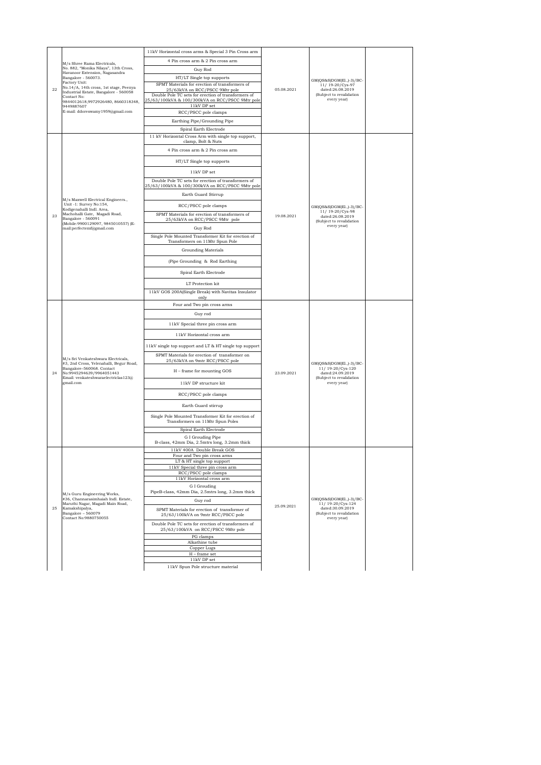| | | | | | |
|---|---|---|---|---|---|
| 22 | M/s Shree Rama Electricals, No. 882, "Monika Nilaya", 13th Cross, Havanoor Extension, Nagasandra Bangalore - 560073. Factory Unit: No.14/A, 14th cross, 1st stage, Peenya Industrial Estate, Bangalore - 560058 Contact No: 9844012618,9972926480, 8660318348, 9449887607 E-mail: ddoreswamy1959@gmail.com | 11kV Horizontal cross arms & Special 3 Pin Cross arm<br>4 Pin cross arm & 2 Pin cross arm<br>Guy Rod<br>HT/LT Single top supports<br>SPMT Materials for erection of transformers of 25/63kVA on RCC/PSCC 9Mtr pole<br>Double Pole TC sets for erection of transformers of 25/63/100kVA & 100/300kVA on RCC/PSCC 9Mtr pole<br>11kV DP set<br>RCC/PSCC pole clamps<br>Earthing Pipe/Grounding Pipe<br>Spiral Earth Electrode | 05.08.2021 | GM(QS&S)DGM(El.,)-3)/BC-11/ 19-20/Cys-97 dated:26.08.2019 (Subject to revalidation every year) | |
| 23 | M/s Maxwell Electrical Engineers., Unit -1: Survey No:154, Kodigenahalli Indl. Area, Machohalli Gate, Magadi Road, Bangalore - 560091 (Mobile:9900129097, 9845010557) (E-mail:perfectemf@gmail.com | 11 kV Horizontal Cross Arm with single top support, clamp, Bolt & Nuts<br>4 Pin cross arm & 2 Pin cross arm<br>HT/LT Single top supports<br>11kV DP set<br>Double Pole TC sets for erection of transformers of 25/63/100kVA & 100/300kVA on RCC/PSCC 9Mtr pole<br>Earth Guard Stirrup<br>RCC/PSCC pole clamps<br>SPMT Materials for erection of transformers of 25/63kVA on RCC/PSCC 9Mtr pole<br>Guy Rod<br>Single Pole Mounted Transformer Kit for erection of Transformers on 11Mtr Spun Pole<br>Grounding Materials<br>(Pipe Grounding & Rod Earthing<br>Spiral Earth Electrode<br>LT Protection kit<br>11kV GOS 200A(Single Break) with Navitas Insulator only | 19.08.2021 | GM(QS&S)DGM(El.,)-3)/BC-11/ 19-20/Cys-98 dated:26.08.2019 (Subject to revalidation every year) | |
| 24 | M/s Sri Venkateshwara Electricals, #3, 2nd Cross, Yelenahalli, Begur Road, Bangalore–560068. Contact No:9945294639/9964051443 Email: venkateshwaraelectriclas123@ gmail.com | Four and Two pin cross arms<br>Guy rod<br>11kV Special three pin cross arm<br>11kV Horizontal cross arm<br>11kV single top support and LT & HT single top support<br>SPMT Materials for erection of transformer on 25/63kVA on 9mtr RCC/PSCC pole<br>H – frame for mounting GOS<br>11kV DP structure kit<br>RCC/PSCC pole clamps<br>Earth Guard stirrup<br>Single Pole Mounted Transformer Kit for erection of Transformers on 11Mtr Spun Poles<br>Spiral Earth Electrode<br>G I Grouding Pipe B-class, 42mm Dia, 2.5mtrs long, 3.2mm thick | 23.09.2021 | GM(QS&S)DGM(El.,)-3)/BC-11/ 19-20/Cys-120 dated:24.09.2019 (Subject to revalidation every year) | |
| 25 | M/s Guru Engineering Works, #36, Channarasimhaiah Indl. Estate, Maruthi Nagar, Magadi Main Road, Kamakshipalya, Bangalore – 560079 Contact No:9880750055 | 11kV 400A Double Break GOS<br>Four and Two pin cross arms<br>LT & HT single top support<br>11kV Special three pin cross arm<br>RCC/PSCC pole clamps<br>11kV Horizontal cross arm<br>G I Grouding PipeB-class, 42mm Dia, 2.5mtrs long, 3.2mm thick<br>Guy rod<br>SPMT Materials for erection of transformer of 25/63/100kVA on 9mtr RCC/PSCC pole<br>Double Pole TC sets for erection of transformers of 25/63/100kVA on RCC/PSCC 9Mtr pole<br>PG clamps<br>Alkathine tube<br>Copper Lugs<br>H – frame set<br>11kV DP set<br>11kV Spun Pole structure material | 25.09.2021 | GM(QS&S)DGM(El.,)-3)/BC-11/ 19-20/Cys-124 dated:30.09.2019 (Subject to revalidation every year) | |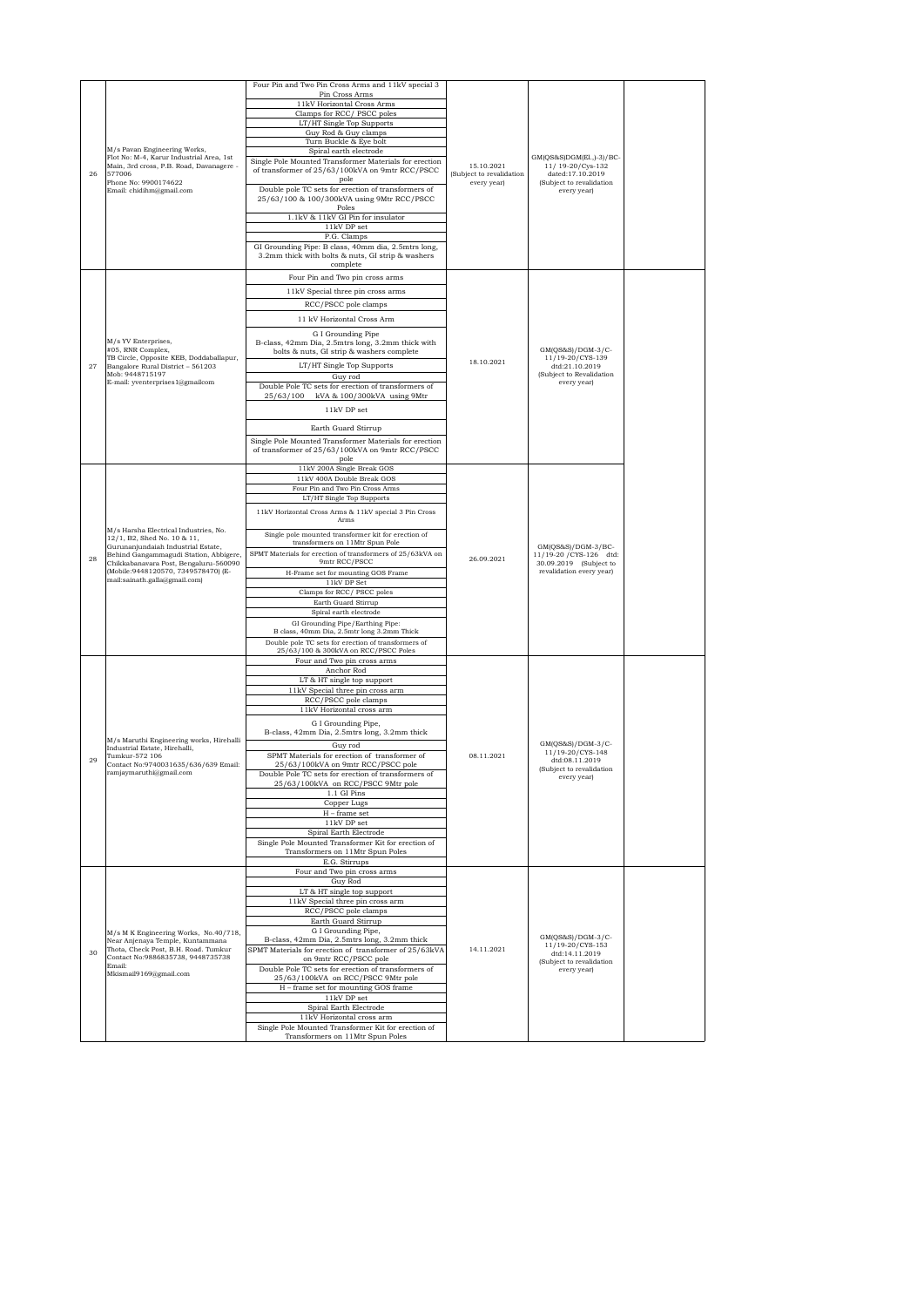| 26 | M/s Pavan Engineering Works, Flot No: M-4, Karur Industrial Area, 1st Main, 3rd cross, P.B. Road, Davanagere - 577006 Phone No: 9900174622 Email: chidihm@gmail.com | Four Pin and Two Pin Cross Arms and 11kV special 3 Pin Cross Arms<br>11kV Horizontal Cross Arms<br>Clamps for RCC/ PSCC poles<br>LT/HT Single Top Supports<br>Guy Rod & Guy clamps<br>Turn Buckle & Eye bolt<br>Spiral earth electrode<br>Single Pole Mounted Transformer Materials for erection of transformer of 25/63/100kVA on 9mtr RCC/PSCC pole<br>Double pole TC sets for erection of transformers of 25/63/100 & 100/300kVA using 9Mtr RCC/PSCC Poles<br>1.1kV & 11kV GI Pin for insulator<br>11kV DP set<br>P.G. Clamps<br>GI Grounding Pipe: B class, 40mm dia, 2.5mtrs long, 3.2mm thick with bolts & nuts, GI strip & washers complete | 15.10.2021 (Subject to revalidation every year) | GM(QS&S)DGM(El.,)-3)/BC-11/ 19-20/Cys-132 dated:17.10.2019 (Subject to revalidation every year) | |
|---|---|---|---|---|---|
| 27 | M/s YV Enterprises, #05, RNR Complex, TB Circle, Opposite KEB, Doddaballapur, Bangalore Rural District – 561203 Mob: 9448715197 E-mail: yventerprises1@gmailcom | Four Pin and Two pin cross arms<br>11kV Special three pin cross arms<br>RCC/PSCC pole clamps<br>11 kV Horizontal Cross Arm<br>G I Grounding Pipe B-class, 42mm Dia, 2.5mtrs long, 3.2mm thick with bolts & nuts, GI strip & washers complete<br>LT/HT Single Top Supports<br>Guy rod<br>Double Pole TC sets for erection of transformers of 25/63/100 kVA & 100/300kVA using 9Mtr<br>11kV DP set<br>Earth Guard Stirrup<br>Single Pole Mounted Transformer Materials for erection of transformer of 25/63/100kVA on 9mtr RCC/PSCC pole | 18.10.2021 | GM(QS&S)/DGM-3/C-11/19-20/CYS-139 dtd:21.10.2019 (Subject to Revalidation every year) | |
| 28 | M/s Harsha Electrical Industries, No. 12/1, B2, Shed No. 10 & 11, Gurunanjundaiah Industrial Estate, Behind Gangammagudi Station, Abbigere, Chikkabanavara Post, Bengaluru-560090 (Mobile:9448120570, 7349578470) (E-mail:sainath.galla@gmail.com) | 11kV 200A Single Break GOS<br>11kV 400A Double Break GOS<br>Four Pin and Two Pin Cross Arms<br>LT/HT Single Top Supports<br>11kV Horizontal Cross Arms & 11kV special 3 Pin Cross Arms<br>Single pole mounted transformer kit for erection of transformers on 11Mtr Spun Pole<br>SPMT Materials for erection of transformers of 25/63kVA on 9mtr RCC/PSCC<br>H-Frame set for mounting GOS Frame<br>11kV DP Set<br>Clamps for RCC/ PSCC poles<br>Earth Guard Stirrup<br>Spiral earth electrode<br>GI Grounding Pipe/Earthing Pipe: B class, 40mm Dia, 2.5mtr long 3.2mm Thick<br>Double pole TC sets for erection of transformers of 25/63/100 & 300kVA on RCC/PSCC Poles | 26.09.2021 | GM(QS&S)/DGM-3/BC-11/19-20 /CYS-126 dtd: 30.09.2019 (Subject to revalidation every year) | |
| 29 | M/s Maruthi Engineering works, Hirehalli Industrial Estate, Hirehalli, Tumkur-572 106 Contact No:9740031635/636/639 Email: ramjaymaruthi@gmail.com | Four and Two pin cross arms<br>Anchor Rod<br>LT & HT single top support<br>11kV Special three pin cross arm<br>RCC/PSCC pole clamps<br>11kV Horizontal cross arm<br>G I Grounding Pipe, B-class, 42mm Dia, 2.5mtrs long, 3.2mm thick<br>Guy rod<br>SPMT Materials for erection of transformer of 25/63/100kVA on 9mtr RCC/PSCC pole<br>Double Pole TC sets for erection of transformers of 25/63/100kVA on RCC/PSCC 9Mtr pole<br>1.1 GI Pins<br>Copper Lugs<br>H – frame set<br>11kV DP set<br>Spiral Earth Electrode<br>Single Pole Mounted Transformer Kit for erection of Transformers on 11Mtr Spun Poles<br>E.G. Stirrups | 08.11.2021 | GM(QS&S)/DGM-3/C-11/19-20/CYS-148 dtd:08.11.2019 (Subject to revalidation every year) | |
| 30 | M/s M K Engineering Works, No.40/718, Near Anjenaya Temple, Kuntammana Thota, Check Post, B.H. Road. Tumkur Contact No:9886835738, 9448735738 Email: Mkismail9169@gmail.com | Four and Two pin cross arms<br>Guy Rod<br>LT & HT single top support<br>11kV Special three pin cross arm<br>RCC/PSCC pole clamps<br>Earth Guard Stirrup<br>G I Grounding Pipe, B-class, 42mm Dia, 2.5mtrs long, 3.2mm thick<br>SPMT Materials for erection of transformer of 25/63kVA on 9mtr RCC/PSCC pole<br>Double Pole TC sets for erection of transformers of 25/63/100kVA on RCC/PSCC 9Mtr pole<br>H – frame set for mounting GOS frame<br>11kV DP set<br>Spiral Earth Electrode<br>11kV Horizontal cross arm<br>Single Pole Mounted Transformer Kit for erection of Transformers on 11Mtr Spun Poles | 14.11.2021 | GM(QS&S)/DGM-3/C-11/19-20/CYS-153 dtd:14.11.2019 (Subject to revalidation every year) | |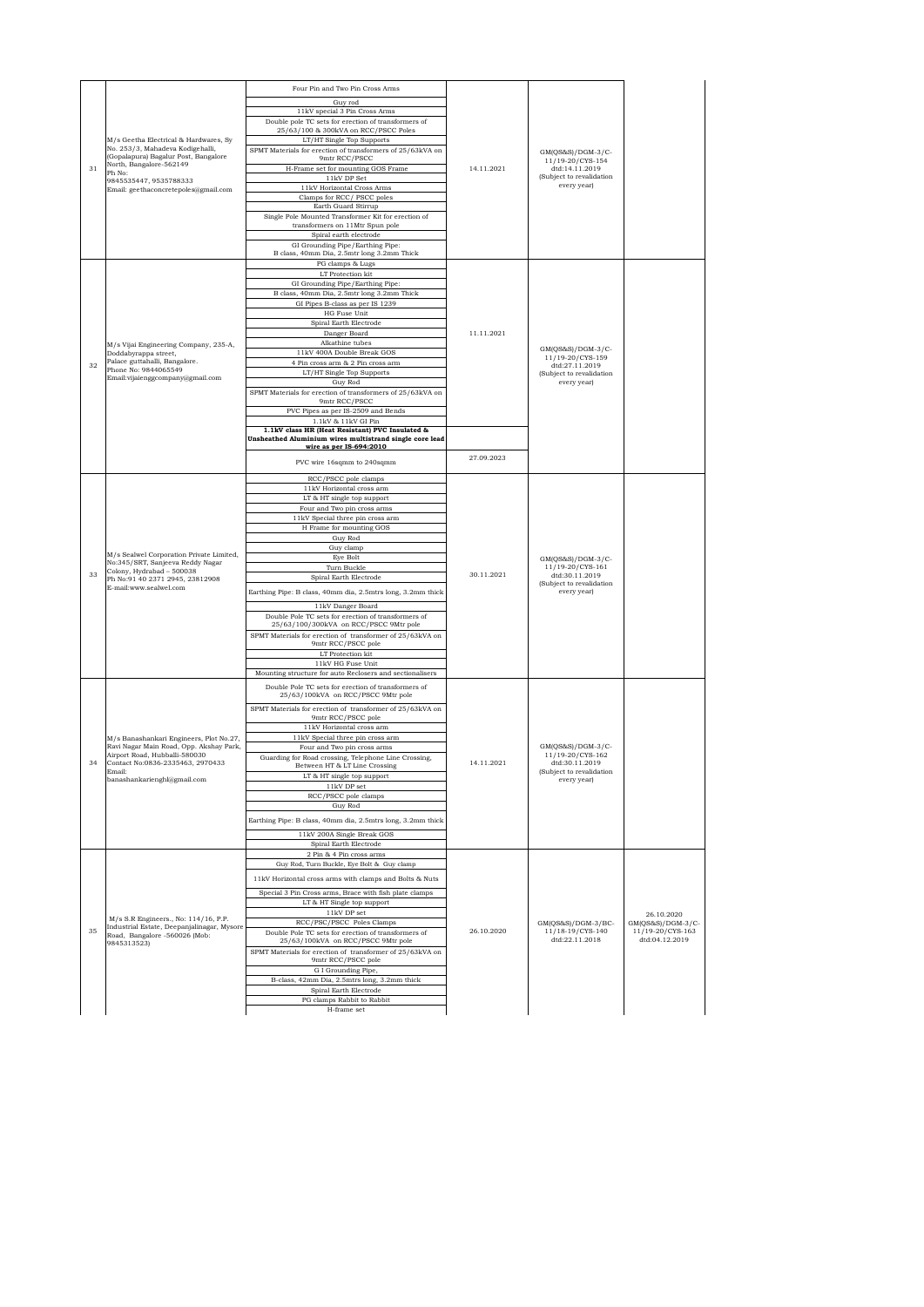| 31 | M/s Geetha Electrical & Hardwares, Sy No. 253/3, Mahadeva Kodigehalli, (Gopalapura) Bagalur Post, Bangalore North, Bangalore-562149 Ph No: 9845535447, 9535788333 Email: geethaconcretepoles@gmail.com | Four Pin and Two Pin Cross Arms<br>Guy rod<br>11kV special 3 Pin Cross Arms<br>Double pole TC sets for erection of transformers of 25/63/100 & 300kVA on RCC/PSCC Poles<br>LT/HT Single Top Supports<br>SPMT Materials for erection of transformers of 25/63kVA on 9mtr RCC/PSCC<br>H-Frame set for mounting GOS Frame<br>11kV DP Set<br>11kV Horizontal Cross Arms<br>Clamps for RCC/ PSCC poles<br>Earth Guard Stirrup<br>Single Pole Mounted Transformer Kit for erection of transformers on 11Mtr Spun pole<br>Spiral earth electrode<br>GI Grounding Pipe/Earthing Pipe: B class, 40mm Dia, 2.5mtr long 3.2mm Thick | 14.11.2021 | GM(QS&S)/DGM-3/C-11/19-20/CYS-154 dtd:14.11.2019 (Subject to revalidation every year) | |
|---|---|---|---|---|---|
| 32 | M/s Vijai Engineering Company, 235-A, Doddabyrappa street, Palace guttahalli, Bangalore. Phone No: 9844065549 Email:vijaienggcompany@gmail.com | PG clamps & Lugs<br>LT Protection kit<br>GI Grounding Pipe/Earthing Pipe: B class, 40mm Dia, 2.5mtr long 3.2mm Thick<br>GI Pipes B-class as per IS 1239<br>HG Fuse Unit<br>Spiral Earth Electrode<br>Danger Board<br>Alkathine tubes<br>11kV 400A Double Break GOS<br>4 Pin cross arm & 2 Pin cross arm<br>LT/HT Single Top Supports<br>Guy Rod<br>SPMT Materials for erection of transformers of 25/63kVA on 9mtr RCC/PSCC<br>PVC Pipes as per IS-2509 and Bends<br>1.1kV & 11kV GI Pin | 11.11.2021 | GM(QS&S)/DGM-3/C-11/19-20/CYS-159 dtd:27.11.2019 (Subject to revalidation every year) | |
| | | **1.1kV class HR (Heat Resistant) PVC Insulated & Unsheathed Aluminium wires multistrand single core lead wire as per IS-694:2010**<br>PVC wire 16sqmm to 240sqmm | 27.09.2023 | | |
| 33 | M/s Sealwel Corporation Private Limited, No:345/SRT, Sanjeeva Reddy Nagar Colony, Hydrabad – 500038 Ph No:91 40 2371 2945, 23812908 E-mail:www.sealwel.com | RCC/PSCC pole clamps<br>11kV Horizontal cross arm<br>LT & HT single top support<br>Four and Two pin cross arms<br>11kV Special three pin cross arm<br>H Frame for mounting GOS<br>Guy Rod<br>Guy clamp<br>Eye Bolt<br>Turn Buckle<br>Spiral Earth Electrode<br>Earthing Pipe: B class, 40mm dia, 2.5mtrs long, 3.2mm thick<br>11kV Danger Board<br>Double Pole TC sets for erection of transformers of 25/63/100/300kVA on RCC/PSCC 9Mtr pole<br>SPMT Materials for erection of transformer of 25/63kVA on 9mtr RCC/PSCC pole<br>LT Protection kit<br>11kV HG Fuse Unit<br>Mounting structure for auto Reclosers and sectionalisers | 30.11.2021 | GM(QS&S)/DGM-3/C-11/19-20/CYS-161 dtd:30.11.2019 (Subject to revalidation every year) | |
| 34 | M/s Banashankari Engineers, Plot No.27, Ravi Nagar Main Road, Opp. Akshay Park, Airport Road, Hubballi-580030 Contact No:0836-2335463, 2970433 Email: banashankarienghl@gmail.com | Double Pole TC sets for erection of transformers of 25/63/100kVA on RCC/PSCC 9Mtr pole<br>SPMT Materials for erection of transformer of 25/63kVA on 9mtr RCC/PSCC pole<br>11kV Horizontal cross arm<br>11kV Special three pin cross arm<br>Four and Two pin cross arms<br>Guarding for Road crossing, Telephone Line Crossing, Between HT & LT Line Crossing<br>LT & HT single top support<br>11kV DP set<br>RCC/PSCC pole clamps<br>Guy Rod<br>Earthing Pipe: B class, 40mm dia, 2.5mtrs long, 3.2mm thick<br>11kV 200A Single Break GOS<br>Spiral Earth Electrode | 14.11.2021 | GM(QS&S)/DGM-3/C-11/19-20/CYS-162 dtd:30.11.2019 (Subject to revalidation every year) | |
| 35 | M/s S.R Engineers., No: 114/16, P.P. Industrial Estate, Deepanjalinagar, Mysore Road, Bangalore -560026 (Mob: 9845313523) | 2 Pin & 4 Pin cross arms<br>Guy Rod, Turn Buckle, Eye Bolt & Guy clamp<br>11kV Horizontal cross arms with clamps and Bolts & Nuts<br>Special 3 Pin Cross arms, Brace with fish plate clamps<br>LT & HT Single top support<br>11kV DP set<br>RCC/PSC/PSCC Poles Clamps<br>Double Pole TC sets for erection of transformers of 25/63/100kVA on RCC/PSCC 9Mtr pole<br>SPMT Materials for erection of transformer of 25/63kVA on 9mtr RCC/PSCC pole<br>G I Grounding Pipe, B-class, 42mm Dia, 2.5mtrs long, 3.2mm thick<br>Spiral Earth Electrode<br>PG clamps Rabbit to Rabbit<br>H-frame set | 26.10.2020 | GM(QS&S)/DGM-3/BC-11/18-19/CYS-140 dtd:22.11.2018 | 26.10.2020 GM(QS&S)/DGM-3/C-11/19-20/CYS-163 dtd:04.12.2019 |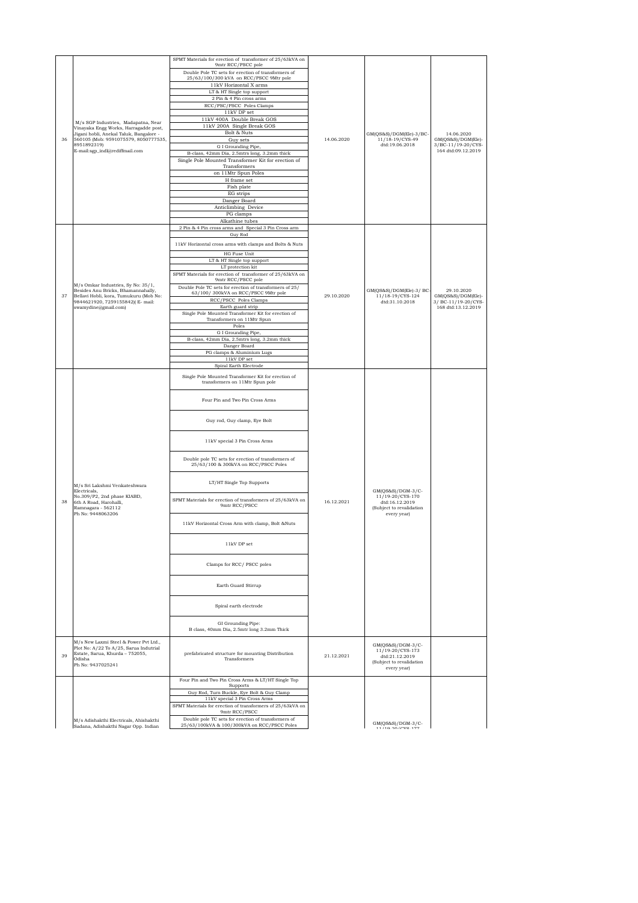| 36 | M/s SGP Industries, Madapatna, Near Vinayaka Engg Works, Harragadde post, Jigani hobli, Anekal Taluk, Bangalore - 560105 (Mob: 9591075579, 8050777535, 8951892319) E-mail:sgp_indl@rediffmail.com | SPMT Materials for erection of transformer of 25/63kVA on 9mtr RCC/PSCC pole<br>Double Pole TC sets for erection of transformers of 25/63/100/300 kVA on RCC/PSCC 9Mtr pole<br>11kV Horizontal X arms<br>LT & HT Single top support<br>2 Pin & 4 Pin cross arms<br>RCC/PSC/PSCC Poles Clamps<br>11kV DP set<br>11kV 400A Double Break GOS<br>11kV 200A Single Break GOS<br>Bolt & Nuts<br>Guy sets<br>G I Grounding Pipe, B-class, 42mm Dia, 2.5mtrs long, 3.2mm thick<br>Single Pole Mounted Transformer Kit for erection of Transformers on 11Mtr Spun Poles<br>H frame set<br>Fish plate<br>EG strips<br>Danger Board<br>Anticlimbing Device<br>PG clamps<br>Alkathine tubes | 14.06.2020 | GM(QS&S)/DGM(Ele)-3/BC-11/18-19/CYS-49 dtd:19.06.2018 | 14.06.2020 GM(QS&S)/DGM(Ele)-3/BC-11/19-20/CYS-164 dtd:09.12.2019 |
|---|---|---|---|---|---|
| 37 | M/s Omkar Industries, Sy No: 35/1, Besides Anu Bricks, Bhamannahally, Bellavi Hobli, kora, Tumukuru (Mob No: 9844621920, 7259155842)( E- mail: swamydine@gmail.com) | 2 Pin & 4 Pin cross arms and Special 3 Pin Cross arm<br>Guy Rod<br>11kV Horizontal cross arms with clamps and Bolts & Nuts<br>HG Fuse Unit<br>LT & HT Single top support<br>LT protection kit<br>SPMT Materials for erection of transformer of 25/63kVA on 9mtr RCC/PSCC pole<br>Double Pole TC sets for erection of transformers of 25/63/100/ 300kVA on RCC/PSCC 9Mtr pole<br>RCC/PSCC Poles Clamps<br>Earth guard strip<br>Single Pole Mounted Transformer Kit for erection of Transformers on 11Mtr Spun Poles<br>G I Grounding Pipe, B-class, 42mm Dia, 2.5mtrs long, 3.2mm thick<br>Danger Board<br>PG clamps & Aluminium Lugs<br>11kV DP set<br>Spiral Earth Electrode | 29.10.2020 | GM(QS&S)/DGM(Ele)-3/ BC-11/18-19/CYS-124 dtd:31.10.2018 | 29.10.2020 GM(QS&S)/DGM(Ele)-3/ BC-11/19-20/CYS-168 dtd:13.12.2019 |
| 38 | M/s Sri Lakshmi Venkateshwara Electricals, No.309/P2, 2nd phase KIABD, 6th A Road, Harohalli, Ramnagara - 562112 Ph No: 9448063206 | Single Pole Mounted Transformer Kit for erection of transformers on 11Mtr Spun pole<br>Four Pin and Two Pin Cross Arms<br>Guy rod, Guy clamp, Eye Bolt<br>11kV special 3 Pin Cross Arms<br>Double pole TC sets for erection of transformers of 25/63/100 & 300kVA on RCC/PSCC Poles<br>LT/HT Single Top Supports<br>SPMT Materials for erection of transformers of 25/63kVA on 9mtr RCC/PSCC<br>11kV Horizontal Cross Arm with clamp, Bolt &Nuts<br>11kV DP set<br>Clamps for RCC/ PSCC poles<br>Earth Guard Stirrup<br>Spiral earth electrode<br>GI Grounding Pipe: B class, 40mm Dia, 2.5mtr long 3.2mm Thick | 16.12.2021 | GM(QS&S)/DGM-3/C-11/19-20/CYS-170 dtd:16.12.2019 (Subject to revalidation every year) | |
| 39 | M/s New Laxmi Steel & Power Pvt Ltd., Plot No: A/22 To A/25, Sarua Indutrial Estate, Sarua, Khurda – 752055, Odisha Ph No: 9437025241 | prefabricated structure for mounting Distribution Transformers | 21.12.2021 | GM(QS&S)/DGM-3/C-11/19-20/CYS-173 dtd:21.12.2019 (Subject to revalidation every year) | |
| | M/s Adishakthi Electricals, Ahishakthi Sadana, Adishakthi Nagar Opp. Indian | Four Pin and Two Pin Cross Arms & LT/HT Single Top Supports<br>Guy Rod, Turn Buckle, Eye Bolt & Guy Clamp<br>11kV special 3 Pin Cross Arms<br>SPMT Materials for erection of transformers of 25/63kVA on 9mtr RCC/PSCC<br>Double pole TC sets for erection of transformers of 25/63/100kVA & 100/300kVA on RCC/PSCC Poles | | GM(QS&S)/DGM-3/C-11/19-20/CYS-177 | |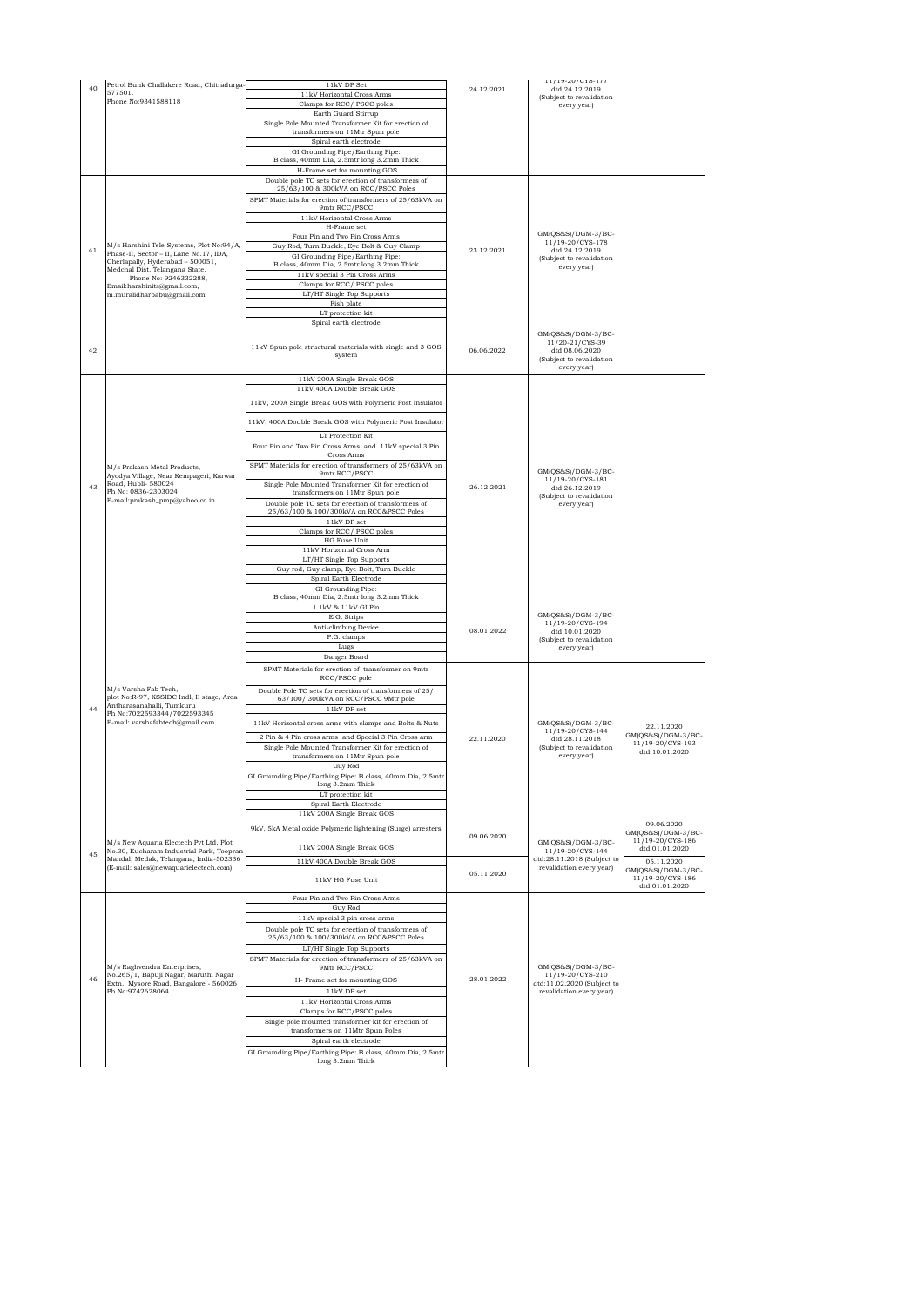| 40 | Petrol Bunk Challakere Road, Chitradurga-577501. Phone No:9341588118 | 11kV DP Set<br>11kV Horizontal Cross Arms<br>Clamps for RCC/ PSCC poles<br>Earth Guard Stirrup<br>Single Pole Mounted Transformer Kit for erection of transformers on 11Mtr Spun pole<br>Spiral earth electrode<br>GI Grounding Pipe/Earthing Pipe: B class, 40mm Dia, 2.5mtr long 3.2mm Thick<br>H-Frame set for mounting GOS | 24.12.2021 | 11/19-20/CYS-177 dtd:24.12.2019 (Subject to revalidation every year) | |
|---|---|---|---|---|---|
| 41 | M/s Harshini Tele Systems, Plot No:94/A, Phase-II, Sector – II, Lane No.17, IDA, Cherlapally, Hyderabad – 500051, Medchal Dist. Telangana State. Phone No: 9246332288, Email:harshinits@gmail.com, m.muralidharbabu@gmail.com. | Double pole TC sets for erection of transformers of 25/63/100 & 300kVA on RCC/PSCC Poles<br>SPMT Materials for erection of transformers of 25/63kVA on 9mtr RCC/PSCC<br>11kV Horizontal Cross Arms<br>H-Frame set<br>Four Pin and Two Pin Cross Arms<br>Guy Rod, Turn Buckle, Eye Bolt & Guy Clamp<br>GI Grounding Pipe/Earthing Pipe: B class, 40mm Dia, 2.5mtr long 3.2mm Thick<br>11kV special 3 Pin Cross Arms<br>Clamps for RCC/ PSCC poles<br>LT/HT Single Top Supports<br>Fish plate<br>LT protection kit<br>Spiral earth electrode | 23.12.2021 | GM(QS&S)/DGM-3/BC-11/19-20/CYS-178 dtd:24.12.2019 (Subject to revalidation every year) | |
| 42 | | 11kV Spun pole structural materials with single and 3 GOS system | 06.06.2022 | GM(QS&S)/DGM-3/BC-11/20-21/CYS-39 dtd:08.06.2020 (Subject to revalidation every year) | |
| 43 | M/s Prakash Metal Products, Ayodya Village, Near Kempageri, Karwar Road, Hubli- 580024 Ph No: 0836-2303024 E-mail:prakash_pmp@yahoo.co.in | 11kV 200A Single Break GOS<br>11kV 400A Double Break GOS<br>11kV, 200A Single Break GOS with Polymeric Post Insulator<br>11kV, 400A Double Break GOS with Polymeric Post Insulator<br>LT Protection Kit<br>Four Pin and Two Pin Cross Arms and 11kV special 3 Pin Cross Arms<br>SPMT Materials for erection of transformers of 25/63kVA on 9mtr RCC/PSCC<br>Single Pole Mounted Transformer Kit for erection of transformers on 11Mtr Spun pole<br>Double pole TC sets for erection of transformers of 25/63/100 & 100/300kVA on RCC&PSCC Poles<br>11kV DP set<br>Clamps for RCC/ PSCC poles<br>HG Fuse Unit<br>11kV Horizontal Cross Arm<br>LT/HT Single Top Supports<br>Guy rod, Guy clamp, Eye Bolt, Turn Buckle<br>Spiral Earth Electrode<br>GI Grounding Pipe: B class, 40mm Dia, 2.5mtr long 3.2mm Thick | 26.12.2021 | GM(QS&S)/DGM-3/BC-11/19-20/CYS-181 dtd:26.12.2019 (Subject to revalidation every year) | |
| 44 | M/s Varsha Fab Tech, plot No:R-97, KSSIDC Indl, II stage, Area Antharasanahalli, Tumkuru Ph No:7022593344/7022593345 E-mail: varshafabtech@gmail.com | 1.1kV & 11kV GI Pin<br>E.G. Strips<br>Anti-climbing Device<br>P.G. clamps<br>Lugs<br>Danger Board | 08.01.2022 | GM(QS&S)/DGM-3/BC-11/19-20/CYS-194 dtd:10.01.2020 (Subject to revalidation every year) | |
| | | SPMT Materials for erection of transformer on 9mtr RCC/PSCC pole<br>Double Pole TC sets for erection of transformers of 25/ 63/100/ 300kVA on RCC/PSCC 9Mtr pole<br>11kV DP set<br>11kV Horizontal cross arms with clamps and Bolts & Nuts<br>2 Pin & 4 Pin cross arms and Special 3 Pin Cross arm<br>Single Pole Mounted Transformer Kit for erection of transformers on 11Mtr Spun pole<br>Guy Rod<br>GI Grounding Pipe/Earthing Pipe: B class, 40mm Dia, 2.5mtr long 3.2mm Thick<br>LT protection kit<br>Spiral Earth Electrode<br>11kV 200A Single Break GOS | 22.11.2020 | GM(QS&S)/DGM-3/BC-11/19-20/CYS-144 dtd:28.11.2018 (Subject to revalidation every year) | 22.11.2020 GM(QS&S)/DGM-3/BC-11/19-20/CYS-193 dtd:10.01.2020 |
| 45 | M/s New Aquaria Electech Pvt Ltd, Plot No.30, Kucharam Industrial Park, Toopran Mandal, Medak, Telangana, India-502336 (E-mail: sales@newaquarielectech.com) | 9kV, 5kA Metal oxide Polymeric lightening (Surge) arresters<br>11kV 200A Single Break GOS | 09.06.2020 | GM(QS&S)/DGM-3/BC-11/19-20/CYS-144 dtd:28.11.2018 (Subject to revalidation every year) | 09.06.2020 GM(QS&S)/DGM-3/BC-11/19-20/CYS-186 dtd:01.01.2020 |
| | | 11kV 400A Double Break GOS<br>11kV HG Fuse Unit | 05.11.2020 | | 05.11.2020 GM(QS&S)/DGM-3/BC-11/19-20/CYS-186 dtd:01.01.2020 |
| 46 | M/s Raghvendra Enterprises, No.265/1, Bapuji Nagar, Maruthi Nagar Extn., Mysore Road, Bangalore - 560026 Ph No:9742628064 | Four Pin and Two Pin Cross Arms<br>Guy Rod<br>11kV special 3 pin cross arms<br>Double pole TC sets for erection of transformers of 25/63/100 & 100/300kVA on RCC&PSCC Poles<br>LT/HT Single Top Supports<br>SPMT Materials for erection of transformers of 25/63kVA on 9Mtr RCC/PSCC<br>H- Frame set for mounting GOS<br>11kV DP set<br>11kV Horizontal Cross Arms<br>Clamps for RCC/PSCC poles<br>Single pole mounted transformer kit for erection of transformers on 11Mtr Spun Poles<br>Spiral earth electrode<br>GI Grounding Pipe/Earthing Pipe: B class, 40mm Dia, 2.5mtr long 3.2mm Thick | 28.01.2022 | GM(QS&S)/DGM-3/BC-11/19-20/CYS-210 dtd:11.02.2020 (Subject to revalidation every year) | |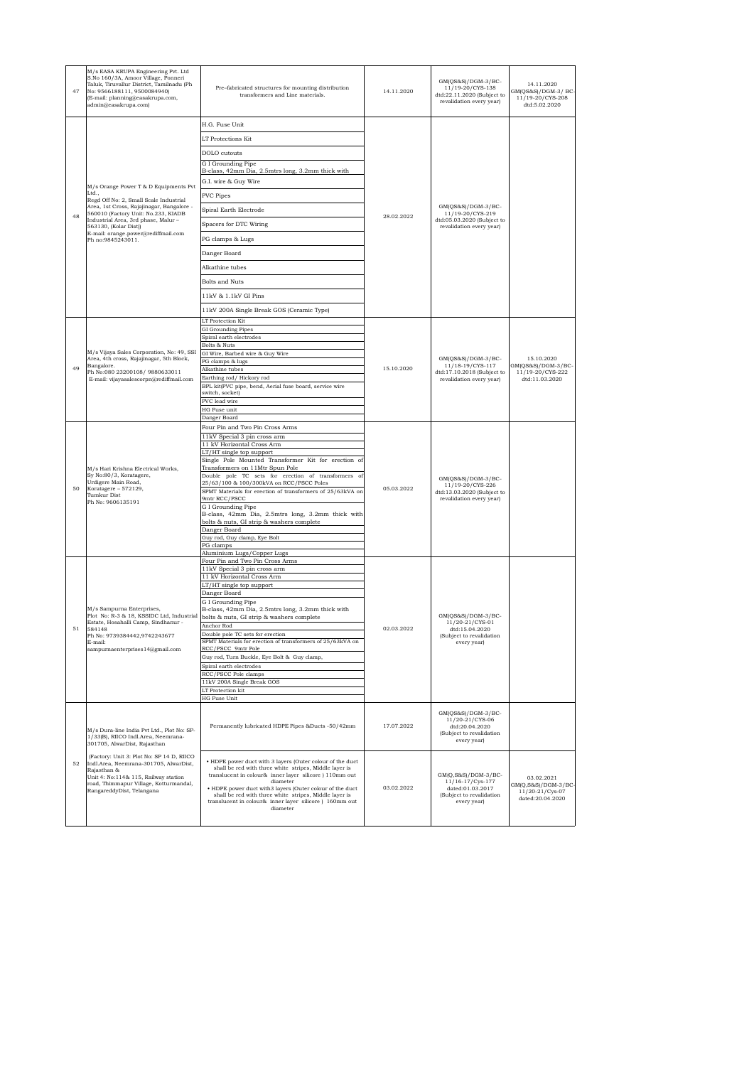| 47 | M/s EASA KRUPA Engineering Pvt. Ltd S.No 160/3A, Amoor Village, Ponneri Taluk, Tiruvallur District, Tamilnadu (Ph No: 9566188111, 9500084940) (E-mail: planning@easakrupa.com, admin@easakrupa.com) | Pre-fabricated structures for mounting distribution transformers and Line materials. | 14.11.2020 | GM(QS&S)/DGM-3/BC-11/19-20/CYS-138 dtd:22.11.2020 (Subject to revalidation every year) | 14.11.2020 GM(QS&S)/DGM-3/ BC-11/19-20/CYS-208 dtd:5.02.2020 |
|---|---|---|---|---|---|
| 48 | M/s Orange Power T & D Equipments Pvt Ltd., Regd Off No: 2, Small Scale Industrial Area, 1st Cross, Rajajinagar, Bangalore - 560010 (Factory Unit: No.233, KIADB Industrial Area, 3rd phase, Malur – 563130, (Kolar Dist)) E-mail: orange.power@rediffmail.com Ph no:9845243011. | H.G. Fuse Unit<br>LT Protections Kit<br>DOLO cutouts<br>G I Grounding Pipe B-class, 42mm Dia, 2.5mtrs long, 3.2mm thick with<br>G.I. wire & Guy Wire<br>PVC Pipes<br>Spiral Earth Electrode<br>Spacers for DTC Wiring<br>PG clamps & Lugs<br>Danger Board<br>Alkathine tubes<br>Bolts and Nuts<br>11kV & 1.1kV GI Pins<br>11kV 200A Single Break GOS (Ceramic Type) | 28.02.2022 | GM(QS&S)/DGM-3/BC-11/19-20/CYS-219 dtd:05.03.2020 (Subject to revalidation every year) | |
| 49 | M/s Vijaya Sales Corporation, No: 49, SSI Area, 4th cross, Rajajinagar, 5th Block, Bangalore. Ph No:080 23200108/ 9880633011 E-mail: vijayasalescorpn@rediffmail.com | LT Protection Kit<br>GI Grounding Pipes<br>Spiral earth electrodes<br>Bolts & Nuts<br>GI Wire, Barbed wire & Guy Wire<br>PG clamps & lugs<br>Alkathine tubes<br>Earthing rod/ Hickory rod<br>BPL kit(PVC pipe, bend, Aerial fuse board, service wire switch, socket)<br>PVC lead wire<br>HG Fuse unit<br>Danger Board | 15.10.2020 | GM(QS&S)/DGM-3/BC-11/18-19/CYS-117 dtd:17.10.2018 (Subject to revalidation every year) | 15.10.2020 GM(QS&S)/DGM-3/BC-11/19-20/CYS-222 dtd:11.03.2020 |
| 50 | M/s Hari Krishna Electrical Works, Sy No:80/3, Koratagere, Urdigere Main Road, Koratagere – 572129, Tumkur Dist Ph No: 9606135191 | Four Pin and Two Pin Cross Arms<br>11kV Special 3 pin cross arm<br>11 kV Horizontal Cross Arm<br>LT/HT single top support<br>Single Pole Mounted Transformer Kit for erection of Transformers on 11Mtr Spun Pole<br>Double pole TC sets for erection of transformers of 25/63/100 & 100/300kVA on RCC/PSCC Poles<br>SPMT Materials for erection of transformers of 25/63kVA on 9mtr RCC/PSCC<br>G I Grounding Pipe B-class, 42mm Dia, 2.5mtrs long, 3.2mm thick with bolts & nuts, GI strip & washers complete<br>Danger Board<br>Guy rod, Guy clamp, Eye Bolt<br>PG clamps<br>Aluminium Lugs/Copper Lugs | 05.03.2022 | GM(QS&S)/DGM-3/BC-11/19-20/CYS-226 dtd:13.03.2020 (Subject to revalidation every year) | |
| 51 | M/s Sampurna Enterprises, Plot No: R-3 & 18, KSSIDC Ltd, Industrial Estate, Hosahalli Camp, Sindhanur - 584148 Ph No: 9739384442,9742243677 E-mail: sampurnaenterprises14@gmail.com | Four Pin and Two Pin Cross Arms<br>11kV Special 3 pin cross arm<br>11 kV Horizontal Cross Arm<br>LT/HT single top support<br>Danger Board<br>G I Grounding Pipe B-class, 42mm Dia, 2.5mtrs long, 3.2mm thick with bolts & nuts, GI strip & washers complete<br>Anchor Rod<br>Double pole TC sets for erection<br>SPMT Materials for erection of transformers of 25/63kVA on RCC/PSCC 9mtr Pole<br>Guy rod, Turn Buckle, Eye Bolt & Guy clamp,<br>Spiral earth electrodes<br>RCC/PSCC Pole clamps<br>11kV 200A Single Break GOS<br>LT Protection kit<br>HG Fuse Unit | 02.03.2022 | GM(QS&S)/DGM-3/BC-11/20-21/CYS-01 dtd:15.04.2020 (Subject to revalidation every year) | |
| 52 | M/s Dura-line India Pvt Ltd., Plot No: SP-1/33(B), RIICO Indl.Area, Neemrana-301705, AlwarDist, Rajasthan (Factory: Unit 3: Plot No: SP 14 D, RIICO Indl.Area, Neemrana-301705, AlwarDist, Rajasthan & Unit 4: No:114& 115, Railway station road, Thimmapur Village, Kotturmandal, RangareddyDist, Telangana | Permanently lubricated HDPE Pipes &Ducts -50/42mm | 17.07.2022 | GM(QS&S)/DGM-3/BC-11/20-21/CYS-06 dtd:20.04.2020 (Subject to revalidation every year) | |
| | | • HDPE power duct with 3 layers (Outer colour of the duct shall be red with three white stripes, Middle layer is translucent in colour& inner layer silicore ) 110mm out diameter<br>• HDPE power duct with3 layers (Outer colour of the duct shall be red with three white stripes, Middle layer is translucent in colour& inner layer silicore ) 160mm out diameter | 03.02.2022 | GM(Q,S&S)/DGM-3/BC-11/16-17/Cys-177 dated:01.03.2017 (Subject to revalidation every year) | 03.02.2021 GM(Q,S&S)/DGM-3/BC-11/20-21/Cys-07 dated:20.04.2020 |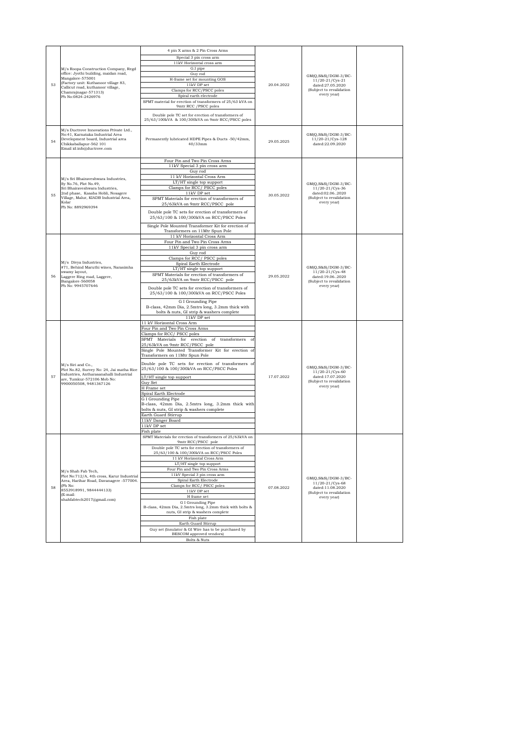| 53 | M/s Roopa Construction Company, Regd office: Jyothi building, maidan road, Mangalore-575001 (Factory unit: Kuthanoor village 83, Callicut road, kuthanoor village, Chamrajnagar-571313) Ph No:0824-2426976 | 4 pin X arms & 2 Pin Cross Arms<br>Special 3 pin cross arm<br>11kV Horizontal cross arm<br>G.I pipe<br>Guy rod<br>H-frame set for mounting GOS<br>11kV DP set<br>Clamps for RCC/PSCC poles<br>Spiral earth electrode<br>SPMT material for erection of transformers of 25/63 kVA on 9mtr RCC /PSCC poles<br>Double pole TC set for erection of transformers of 25/63/100kVA & 100/300kVA on 9mtr RCC/PSCC poles | 20.04.2022 | GM(Q,S&S)/DGM-3/BC-11/20-21/Cys-21 dated:27.05.2020 (Subject to revalidation every year) | |
|---|---|---|---|---|---|
| 54 | M/s Ductrove Innovations Private Ltd., No:41, Karnataka Industrial Area Development board, Industrial area Chikkaballapur-562 101 Email id:info@ductrove.com | Permanently lubricated HDPE Pipes & Ducts -50/42mm, 40/33mm | 29.05.2025 | GM(Q,S&S)/DGM-3/BC-11/20-21/Cys-128 dated:22.09.2020 | |
| 55 | M/s Sri Bhairaveshwara Industries, Sy No.76, Plot No.49, Sri Bhairaveshwara Industries, 2nd phase, Kasaba Hobli, Nosagere Village, Malur, KIADB Industrial Area, Kolar Ph No: 8892969394 | Four Pin and Two Pin Cross Arms<br>11kV Special 3 pin cross arm<br>Guy rod<br>11 kV Horizontal Cross Arm<br>LT/HT single top support<br>Clamps for RCC/ PSCC poles<br>11kV DP set<br>SPMT Materials for erection of transformers of 25/63kVA on 9mtr RCC/PSCC pole<br>Double pole TC sets for erection of transformers of 25/63/100 & 100/300kVA on RCC/PSCC Poles<br>Single Pole Mounted Transformer Kit for erection of Transformers on 11Mtr Spun Pole | 30.05.2022 | GM(Q,S&S)/DGM-3/BC-11/20-21/Cys-36 dated:02.06..2020 (Subject to revalidation every year) | |
| 56 | M/s Divya Industries, #71, Behind Maruthi wines, Narasimha swamy layout, Laggere Ring road, Laggere, Bangalore-560058 Ph No: 9945707646 | 11 kV Horizontal Cross Arm<br>Four Pin and Two Pin Cross Arms<br>11kV Special 3 pin cross arm<br>Guy rod<br>Clamps for RCC/ PSCC poles<br>Spiral Earth Electrode<br>LT/HT single top support<br>SPMT Materials for erection of transformers of 25/63kVA on 9mtr RCC/PSCC pole<br>Double pole TC sets for erection of transformers of 25/63/100 & 100/300kVA on RCC/PSCC Poles<br>G I Grounding Pipe B-class, 42mm Dia, 2.5mtrs long, 3.2mm thick with bolts & nuts, GI strip & washers complete<br>11kV DP set | 29.05.2022 | GM(Q,S&S)/DGM-3/BC-11/20-21/Cys-48 dated:19.06..2020 (Subject to revalidation every year) | |
| 57 | M/s Siri and Co., Plot No.82, Survey No: 24, Jai matha Rice Industries, Antharasanahalli Industrial are, Tumkur-572106 Mob No: 9900050508, 9481367126 | 11 kV Horizontal Cross Arm<br>Four Pin and Two Pin Cross Arms<br>Clamps for RCC/ PSCC poles<br>SPMT Materials for erection of transformers of 25/63kVA on 9mtr RCC/PSCC pole<br>Single Pole Mounted Transformer Kit for erection of Transformers on 11Mtr Spun Pole<br>Double pole TC sets for erection of transformers of 25/63/100 & 100/300kVA on RCC/PSCC Poles<br>LT/HT single top support<br>Guy Set<br>H Frame set<br>Spiral Earth Electrode<br>G I Grounding Pipe B-class, 42mm Dia, 2.5mtrs long, 3.2mm thick with bolts & nuts, GI strip & washers complete<br>Earth Guard Stirrup<br>11kV Danger Board<br>11kV DP set<br>Fish plate | 17.07.2022 | GM(Q,S&S)/DGM-3/BC-11/20-21/Cys-60 dated:17.07.2020 (Subject to revalidation every year) | |
| 58 | M/s Shah Fab Tech, Plot No:712/A, 4th cross, Karur Industrial Area, Harihar Road, Davanagere -577004. (Ph No: 8553918991, 9844444133) (E-mail: shahfabtech2017@gmail.com) | SPMT Materials for erection of transformers of 25/63kVA on 9mtr RCC/PSCC pole<br>Double pole TC sets for erection of transformers of 25/63/100 & 100/300kVA on RCC/PSCC Poles<br>11 kV Horizontal Cross Arm<br>LT/HT single top support<br>Four Pin and Two Pin Cross Arms<br>11kV Special 3 pin cross arm<br>Spiral Earth Electrode<br>Clamps for RCC/ PSCC poles<br>11kV DP set<br>H frame set<br>G I Grounding Pipe B-class, 42mm Dia, 2.5mtrs long, 3.2mm thick with bolts & nuts, GI strip & washers complete<br>Fish plate<br>Earth Guard Stirrup<br>Guy set (Insulator & GI Wire has to be purchased by BESCOM approved vendors)<br>Bolts & Nuts | 07.08.2022 | GM(Q,S&S)/DGM-3/BC-11/20-21/Cys-68 dated:11.08.2020 (Subject to revalidation every year) | |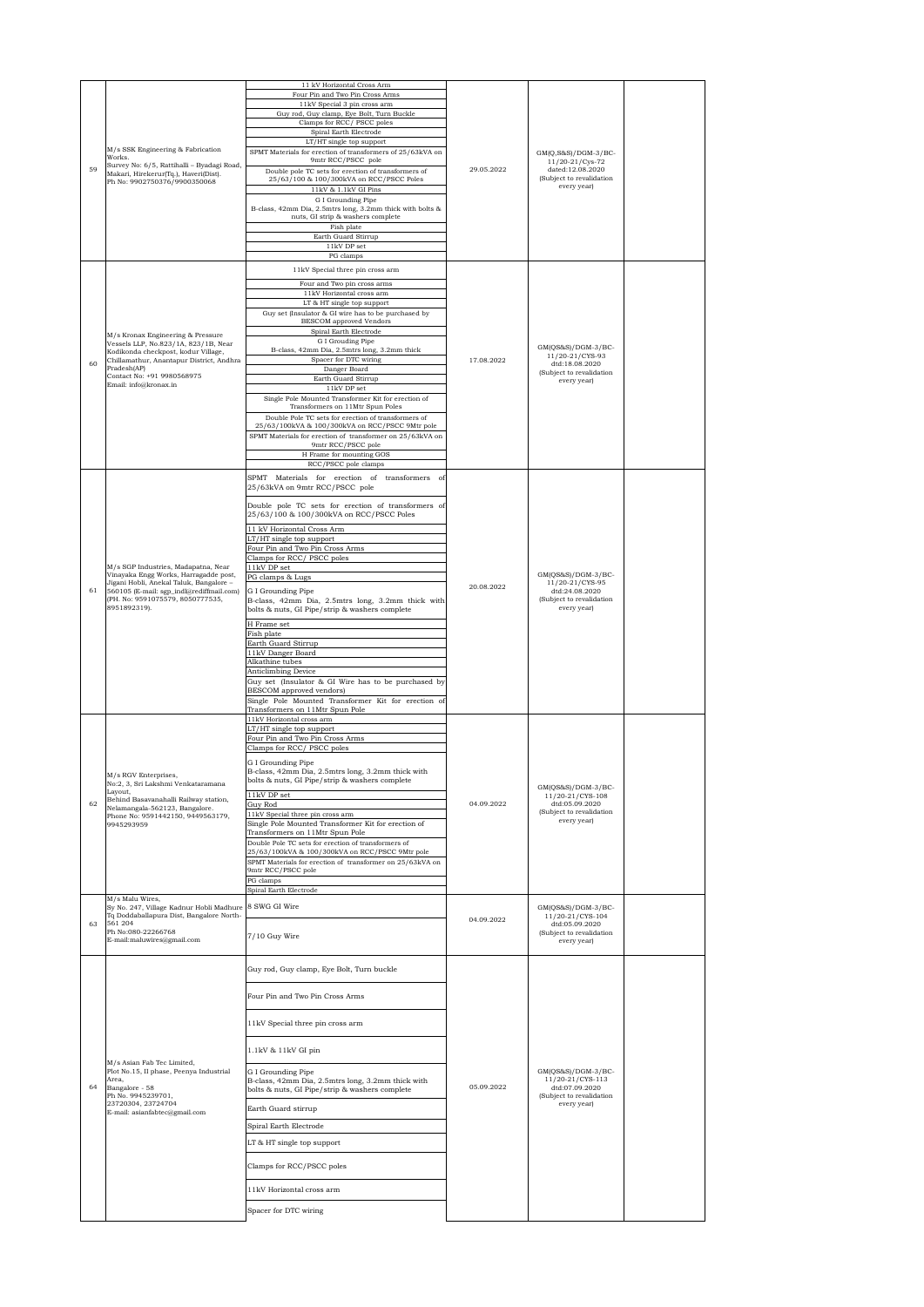| | | | | | |
|---|---|---|---|---|---|
| 59 | M/s SSK Engineering & Fabrication Works. Survey No: 6/5, Rattihalli – Byadagi Road, Makari, Hirekerur(Tq.), Haveri(Dist). Ph No: 9902750376/9900350068 | 11 kV Horizontal Cross Arm<br>Four Pin and Two Pin Cross Arms<br>11kV Special 3 pin cross arm<br>Guy rod, Guy clamp, Eye Bolt, Turn Buckle<br>Clamps for RCC/ PSCC poles<br>Spiral Earth Electrode<br>LT/HT single top support<br>SPMT Materials for erection of transformers of 25/63kVA on 9mtr RCC/PSCC pole<br>Double pole TC sets for erection of transformers of 25/63/100 & 100/300kVA on RCC/PSCC Poles<br>11kV & 1.1kV GI Pins<br>G I Grounding Pipe<br>B-class, 42mm Dia, 2.5mtrs long, 3.2mm thick with bolts & nuts, GI strip & washers complete<br>Fish plate<br>Earth Guard Stirrup<br>11kV DP set<br>PG clamps | 29.05.2022 | GM(Q,S&S)/DGM-3/BC-11/20-21/Cys-72 dated:12.08.2020 (Subject to revalidation every year) | |
| 60 | M/s Kronax Engineering & Pressure Vessels LLP, No.823/1A, 823/1B, Near Kodikonda checkpost, kodur Village, Chillamathur, Anantapur District, Andhra Pradesh(AP) Contact No: +91 9980568975 Email: info@kronax.in | 11kV Special three pin cross arm<br>Four and Two pin cross arms<br>11kV Horizontal cross arm<br>LT & HT single top support<br>Guy set (Insulator & GI wire has to be purchased by BESCOM approved Vendors<br>Spiral Earth Electrode<br>G I Grouding Pipe<br>B-class, 42mm Dia, 2.5mtrs long, 3.2mm thick<br>Spacer for DTC wiring<br>Danger Board<br>Earth Guard Stirrup<br>11kV DP set<br>Single Pole Mounted Transformer Kit for erection of Transformers on 11Mtr Spun Poles<br>Double Pole TC sets for erection of transformers of 25/63/100kVA & 100/300kVA on RCC/PSCC 9Mtr pole<br>SPMT Materials for erection of transformer on 25/63kVA on 9mtr RCC/PSCC pole<br>H Frame for mounting GOS<br>RCC/PSCC pole clamps | 17.08.2022 | GM(QS&S)/DGM-3/BC-11/20-21/CYS-93 dtd:18.08.2020 (Subject to revalidation every year) | |
| 61 | M/s SGP Industries, Madapatna, Near Vinayaka Engg Works, Harragadde post, Jigani Hobli, Anekal Taluk, Bangalore – 560105 (E-mail: sgp_indl@rediffmail.com) (PH. No: 9591075579, 8050777535, 8951892319). | SPMT Materials for erection of transformers of 25/63kVA on 9mtr RCC/PSCC pole<br>Double pole TC sets for erection of transformers of 25/63/100 & 100/300kVA on RCC/PSCC Poles<br>11 kV Horizontal Cross Arm<br>LT/HT single top support<br>Four Pin and Two Pin Cross Arms<br>Clamps for RCC/ PSCC poles<br>11kV DP set<br>PG clamps & Lugs<br>G I Grounding Pipe<br>B-class, 42mm Dia, 2.5mtrs long, 3.2mm thick with bolts & nuts, GI Pipe/strip & washers complete<br>H Frame set<br>Fish plate<br>Earth Guard Stirrup<br>11kV Danger Board<br>Alkathine tubes<br>Anticlimbing Device<br>Guy set (Insulator & GI Wire has to be purchased by BESCOM approved vendors)<br>Single Pole Mounted Transformer Kit for erection of Transformers on 11Mtr Spun Pole | 20.08.2022 | GM(QS&S)/DGM-3/BC-11/20-21/CYS-95 dtd:24.08.2020 (Subject to revalidation every year) | |
| 62 | M/s RGV Enterprises, No:2, 3, Sri Lakshmi Venkataramana Layout, Behind Basavanahalli Railway station, Nelamangala-562123, Bangalore. Phone No: 9591442150, 9449563179, 9945293959 | 11kV Horizontal cross arm<br>LT/HT single top support<br>Four Pin and Two Pin Cross Arms<br>Clamps for RCC/ PSCC poles<br>G I Grounding Pipe<br>B-class, 42mm Dia, 2.5mtrs long, 3.2mm thick with bolts & nuts, GI Pipe/strip & washers complete<br>11kV DP set<br>Guy Rod<br>11kV Special three pin cross arm<br>Single Pole Mounted Transformer Kit for erection of Transformers on 11Mtr Spun Pole<br>Double Pole TC sets for erection of transformers of 25/63/100kVA & 100/300kVA on RCC/PSCC 9Mtr pole<br>SPMT Materials for erection of transformer on 25/63kVA on 9mtr RCC/PSCC pole<br>PG clamps<br>Spiral Earth Electrode | 04.09.2022 | GM(QS&S)/DGM-3/BC-11/20-21/CYS-108 dtd:05.09.2020 (Subject to revalidation every year) | |
| 63 | M/s Malu Wires, Sy No. 247, Village Kadnur Hobli Madhure Tq Doddaballapura Dist, Bangalore North-561 204 Ph No:080-22266768 E-mail:maluwires@gmail.com | 8 SWG GI Wire<br>7/10 Guy Wire | 04.09.2022 | GM(QS&S)/DGM-3/BC-11/20-21/CYS-104 dtd:05.09.2020 (Subject to revalidation every year) | |
| 64 | M/s Asian Fab Tec Limited, Plot No.15, II phase, Peenya Industrial Area, Bangalore - 58 Ph No. 9945239701, 23720304, 23724704 E-mail: asianfabtec@gmail.com | Guy rod, Guy clamp, Eye Bolt, Turn buckle<br>Four Pin and Two Pin Cross Arms<br>11kV Special three pin cross arm<br>1.1kV & 11kV GI pin<br>G I Grounding Pipe<br>B-class, 42mm Dia, 2.5mtrs long, 3.2mm thick with bolts & nuts, GI Pipe/strip & washers complete<br>Earth Guard stirrup<br>Spiral Earth Electrode<br>LT & HT single top support<br>Clamps for RCC/PSCC poles<br>11kV Horizontal cross arm<br>Spacer for DTC wiring | 05.09.2022 | GM(QS&S)/DGM-3/BC-11/20-21/CYS-113 dtd:07.09.2020 (Subject to revalidation every year) | |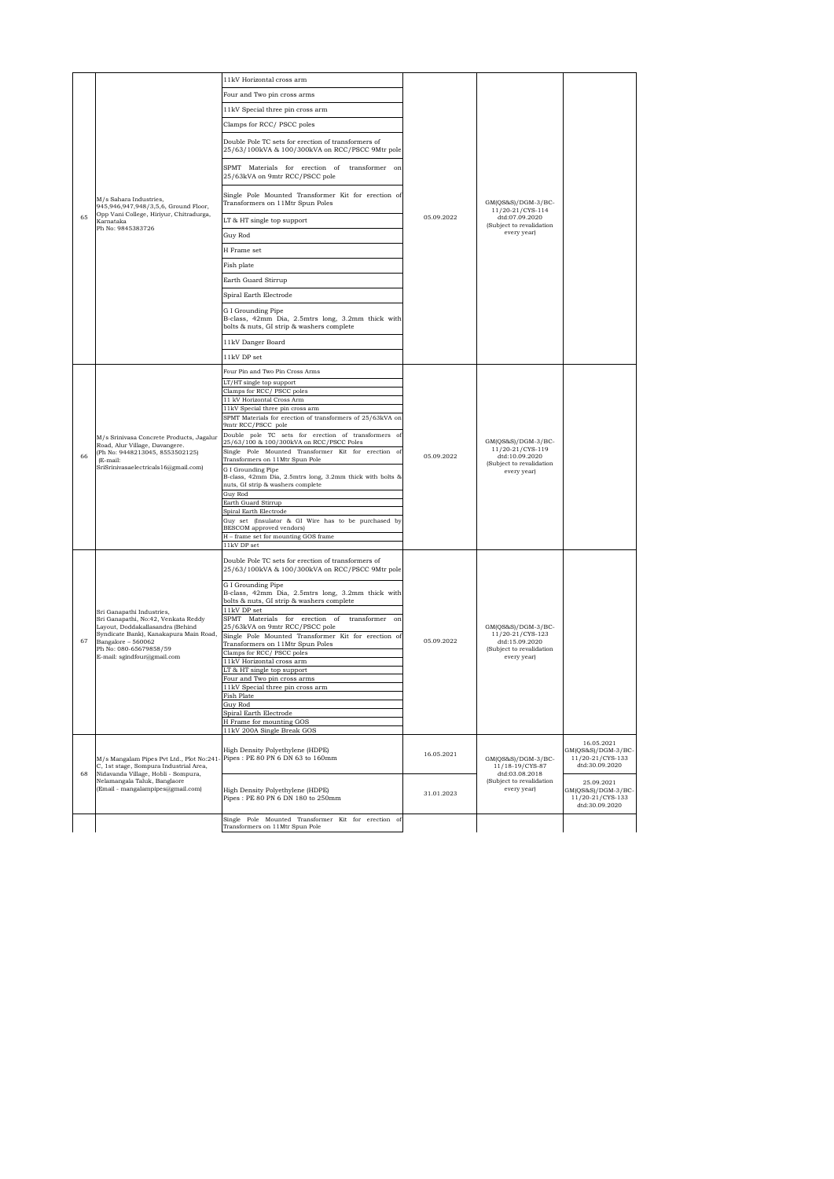| | | | | | |
|---|---|---|---|---|---|
| 65 | M/s Sahara Industries, 945,946,947,948/3,5,6, Ground Floor, Opp Vani College, Hiriyur, Chitradurga, Karnataka Ph No: 9845383726 | 11kV Horizontal cross arm | 05.09.2022 | GM(QS&S)/DGM-3/BC-11/20-21/CYS-114 dtd:07.09.2020 (Subject to revalidation every year) | |
| | | Four and Two pin cross arms | | | |
| | | 11kV Special three pin cross arm | | | |
| | | Clamps for RCC/ PSCC poles | | | |
| | | Double Pole TC sets for erection of transformers of 25/63/100kVA & 100/300kVA on RCC/PSCC 9Mtr pole | | | |
| | | SPMT Materials for erection of transformer on 25/63kVA on 9mtr RCC/PSCC pole | | | |
| | | Single Pole Mounted Transformer Kit for erection of Transformers on 11Mtr Spun Poles | | | |
| | | LT & HT single top support | | | |
| | | Guy Rod | | | |
| | | H Frame set | | | |
| | | Fish plate | | | |
| | | Earth Guard Stirrup | | | |
| | | Spiral Earth Electrode | | | |
| | | G I Grounding Pipe B-class, 42mm Dia, 2.5mtrs long, 3.2mm thick with bolts & nuts, GI strip & washers complete | | | |
| | | 11kV Danger Board | | | |
| | | 11kV DP set | | | |
| 66 | M/s Srinivasa Concrete Products, Jagalur Road, Alur Village, Davangere. (Ph No: 9448213045, 8553502125) (E-mail: SriSrinivasaelectricals16@gmail.com) | Four Pin and Two Pin Cross Arms | 05.09.2022 | GM(QS&S)/DGM-3/BC-11/20-21/CYS-119 dtd:10.09.2020 (Subject to revalidation every year) | |
| | | LT/HT single top support | | | |
| | | Clamps for RCC/ PSCC poles | | | |
| | | 11 kV Horizontal Cross Arm | | | |
| | | 11kV Special three pin cross arm | | | |
| | | SPMT Materials for erection of transformers of 25/63kVA on 9mtr RCC/PSCC pole | | | |
| | | Double pole TC sets for erection of transformers of 25/63/100 & 100/300kVA on RCC/PSCC Poles | | | |
| | | Single Pole Mounted Transformer Kit for erection of Transformers on 11Mtr Spun Pole | | | |
| | | G I Grounding Pipe B-class, 42mm Dia, 2.5mtrs long, 3.2mm thick with bolts & nuts, GI strip & washers complete | | | |
| | | Guy Rod | | | |
| | | Earth Guard Stirrup | | | |
| | | Spiral Earth Electrode | | | |
| | | Guy set (Insulator & GI Wire has to be purchased by BESCOM approved vendors) | | | |
| | | H – frame set for mounting GOS frame | | | |
| | | 11kV DP set | | | |
| 67 | Sri Ganapathi Industries, Sri Ganapathi, No:42, Venkata Reddy Layout, Doddakallasandra (Behind Syndicate Bank), Kanakapura Main Road, Bangalore – 560062 Ph No: 080-65679858/59 E-mail: sgindfour@gmail.com | Double Pole TC sets for erection of transformers of 25/63/100kVA & 100/300kVA on RCC/PSCC 9Mtr pole | 05.09.2022 | GM(QS&S)/DGM-3/BC-11/20-21/CYS-123 dtd:15.09.2020 (Subject to revalidation every year) | |
| | | G I Grounding Pipe B-class, 42mm Dia, 2.5mtrs long, 3.2mm thick with bolts & nuts, GI strip & washers complete | | | |
| | | 11kV DP set | | | |
| | | SPMT Materials for erection of transformer on 25/63kVA on 9mtr RCC/PSCC pole | | | |
| | | Single Pole Mounted Transformer Kit for erection of Transformers on 11Mtr Spun Poles | | | |
| | | Clamps for RCC/ PSCC poles | | | |
| | | 11kV Horizontal cross arm | | | |
| | | LT & HT single top support | | | |
| | | Four and Two pin cross arms | | | |
| | | 11kV Special three pin cross arm | | | |
| | | Fish Plate | | | |
| | | Guy Rod | | | |
| | | Spiral Earth Electrode | | | |
| | | H Frame for mounting GOS | | | |
| | | 11kV 200A Single Break GOS | | | |
| 68 | M/s Mangalam Pipes Pvt Ltd., Plot No:241-C, 1st stage, Sompura Industrial Area, Nidavanda Village, Hobli - Sompura, Nelamangala Taluk, Banglaore (Email - mangalampipes@gmail.com) | High Density Polyethylene (HDPE) Pipes : PE 80 PN 6 DN 63 to 160mm | 16.05.2021 | GM(QS&S)/DGM-3/BC-11/18-19/CYS-87 dtd:03.08.2018 (Subject to revalidation every year) | 16.05.2021 GM(QS&S)/DGM-3/BC-11/20-21/CYS-133 dtd:30.09.2020 |
| | | High Density Polyethylene (HDPE) Pipes : PE 80 PN 6 DN 180 to 250mm | 31.01.2023 | | 25.09.2021 GM(QS&S)/DGM-3/BC-11/20-21/CYS-133 dtd:30.09.2020 |
| | | Single Pole Mounted Transformer Kit for erection of Transformers on 11Mtr Spun Pole | | | |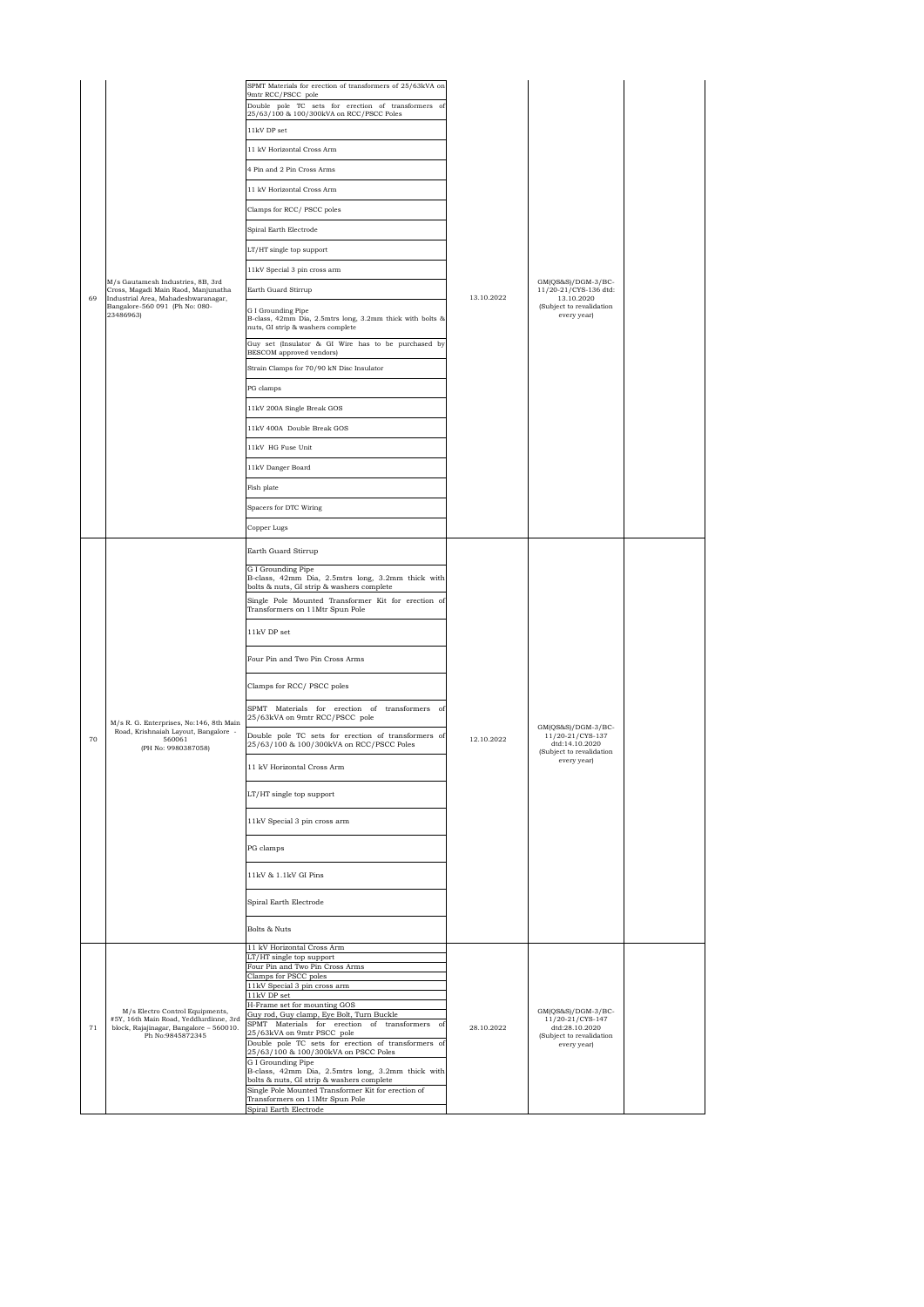| 69 | M/s Gautamesh Industries, 8B, 3rd Cross, Magadi Main Raod, Manjunatha Industrial Area, Mahadeshwaranagar, Bangalore-560 091 (Ph No: 080-23486963) | SPMT Materials for erection of transformers of 25/63kVA on 9mtr RCC/PSCC pole<br>Double pole TC sets for erection of transformers of 25/63/100 & 100/300kVA on RCC/PSCC Poles<br>11kV DP set<br>11 kV Horizontal Cross Arm<br>4 Pin and 2 Pin Cross Arms<br>11 kV Horizontal Cross Arm<br>Clamps for RCC/ PSCC poles<br>Spiral Earth Electrode<br>LT/HT single top support<br>11kV Special 3 pin cross arm<br>Earth Guard Stirrup<br>G I Grounding Pipe B-class, 42mm Dia, 2.5mtrs long, 3.2mm thick with bolts & nuts, GI strip & washers complete<br>Guy set (Insulator & GI Wire has to be purchased by BESCOM approved vendors)<br>Strain Clamps for 70/90 kN Disc Insulator<br>PG clamps<br>11kV 200A Single Break GOS<br>11kV 400A Double Break GOS<br>11kV HG Fuse Unit<br>11kV Danger Board<br>Fish plate<br>Spacers for DTC Wiring<br>Copper Lugs | 13.10.2022 | GM(QS&S)/DGM-3/BC-11/20-21/CYS-136 dtd: 13.10.2020 (Subject to revalidation every year) | |
|---|---|---|---|---|---|
| 70 | M/s R. G. Enterprises, No:146, 8th Main Road, Krishnaiah Layout, Bangalore - 560061 (PH No: 9980387058) | Earth Guard Stirrup<br>G I Grounding Pipe B-class, 42mm Dia, 2.5mtrs long, 3.2mm thick with bolts & nuts, GI strip & washers complete<br>Single Pole Mounted Transformer Kit for erection of Transformers on 11Mtr Spun Pole<br>11kV DP set<br>Four Pin and Two Pin Cross Arms<br>Clamps for RCC/ PSCC poles<br>SPMT Materials for erection of transformers of 25/63kVA on 9mtr RCC/PSCC pole<br>Double pole TC sets for erection of transformers of 25/63/100 & 100/300kVA on RCC/PSCC Poles<br>11 kV Horizontal Cross Arm<br>LT/HT single top support<br>11kV Special 3 pin cross arm<br>PG clamps<br>11kV & 1.1kV GI Pins<br>Spiral Earth Electrode<br>Bolts & Nuts | 12.10.2022 | GM(QS&S)/DGM-3/BC-11/20-21/CYS-137 dtd:14.10.2020 (Subject to revalidation every year) | |
| 71 | M/s Electro Control Equipments, #5Y, 16th Main Road, Yeddlurdinne, 3rd block, Rajajinagar, Bangalore – 560010. Ph No:9845872345 | 11 kV Horizontal Cross Arm<br>LT/HT single top support<br>Four Pin and Two Pin Cross Arms<br>Clamps for PSCC poles<br>11kV Special 3 pin cross arm<br>11kV DP set<br>H-Frame set for mounting GOS<br>Guy rod, Guy clamp, Eye Bolt, Turn Buckle<br>SPMT Materials for erection of transformers of 25/63kVA on 9mtr PSCC pole<br>Double pole TC sets for erection of transformers of 25/63/100 & 100/300kVA on PSCC Poles<br>G I Grounding Pipe B-class, 42mm Dia, 2.5mtrs long, 3.2mm thick with bolts & nuts, GI strip & washers complete<br>Single Pole Mounted Transformer Kit for erection of Transformers on 11Mtr Spun Pole<br>Spiral Earth Electrode | 28.10.2022 | GM(QS&S)/DGM-3/BC-11/20-21/CYS-147 dtd:28.10.2020 (Subject to revalidation every year) | |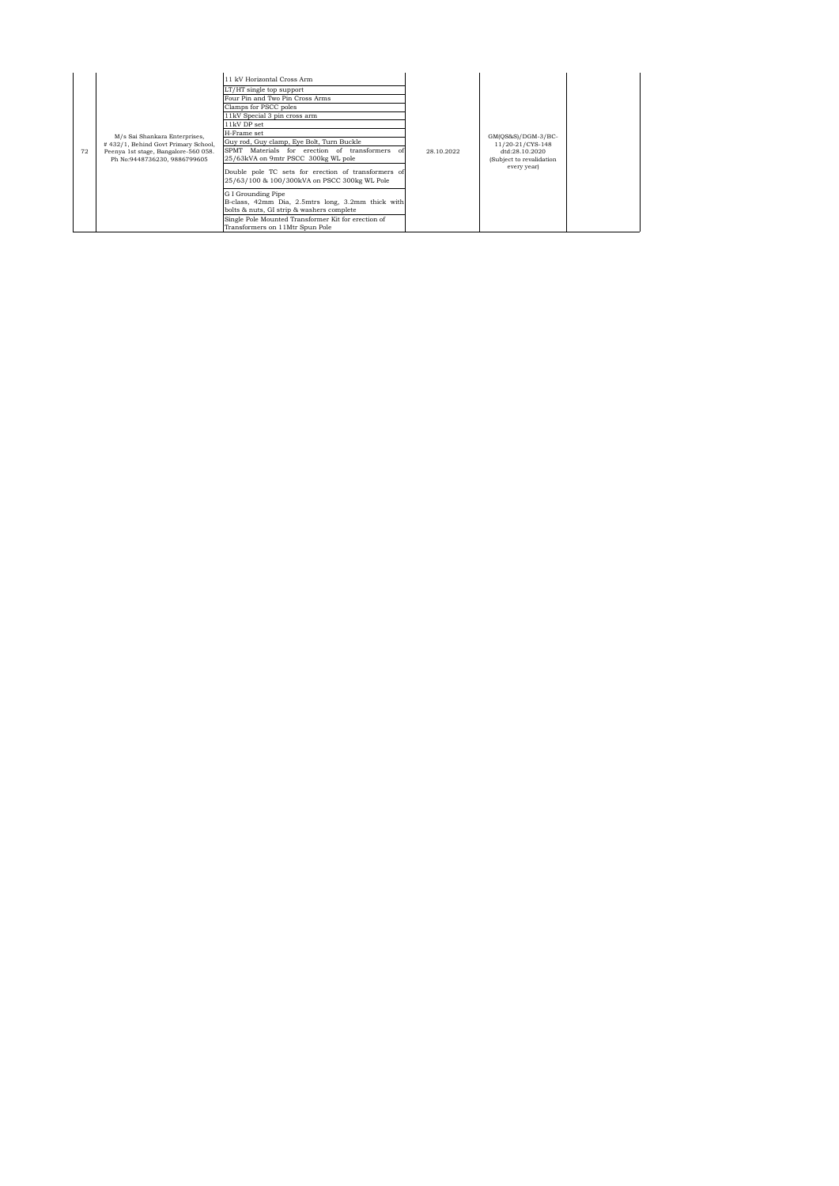| | | | | | |
|---|---|---|---|---|---|
| 72 | M/s Sai Shankara Enterprises, # 432/1, Behind Govt Primary School, Peenya 1st stage, Bangalore-560 058. Ph No:9448736230, 9886799605 | 11 kV Horizontal Cross Arm | 28.10.2022 | GM(QS&S)/DGM-3/BC-11/20-21/CYS-148 dtd:28.10.2020 (Subject to revalidation every year) | |
| | | LT/HT single top support | | | |
| | | Four Pin and Two Pin Cross Arms | | | |
| | | Clamps for PSCC poles | | | |
| | | 11kV Special 3 pin cross arm | | | |
| | | 11kV DP set | | | |
| | | H-Frame set | | | |
| | | Guy rod, Guy clamp, Eye Bolt, Turn Buckle | | | |
| | | SPMT Materials for erection of transformers of 25/63kVA on 9mtr PSCC 300kg WL pole | | | |
| | | Double pole TC sets for erection of transformers of 25/63/100 & 100/300kVA on PSCC 300kg WL Pole | | | |
| | | G I Grounding Pipe B-class, 42mm Dia, 2.5mtrs long, 3.2mm thick with bolts & nuts, GI strip & washers complete | | | |
| | | Single Pole Mounted Transformer Kit for erection of Transformers on 11Mtr Spun Pole | | | |